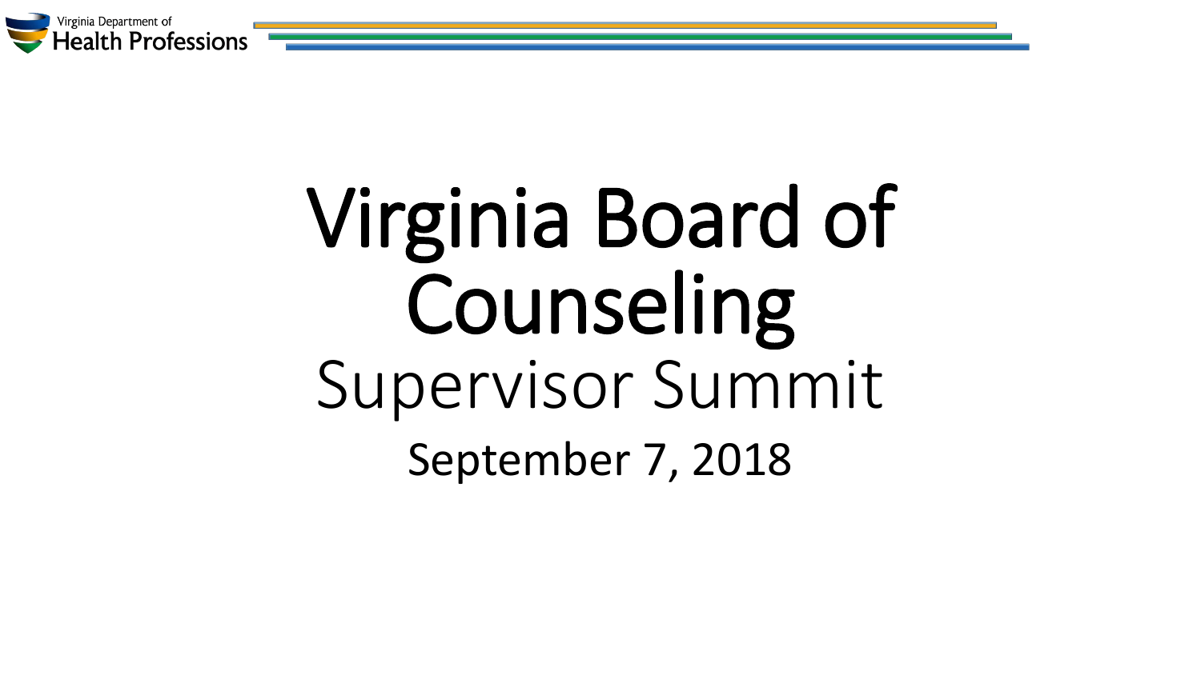Virginia Department of Health Professions

# Virginia Board of Counseling

## Supervisor Summit

September 7, 2018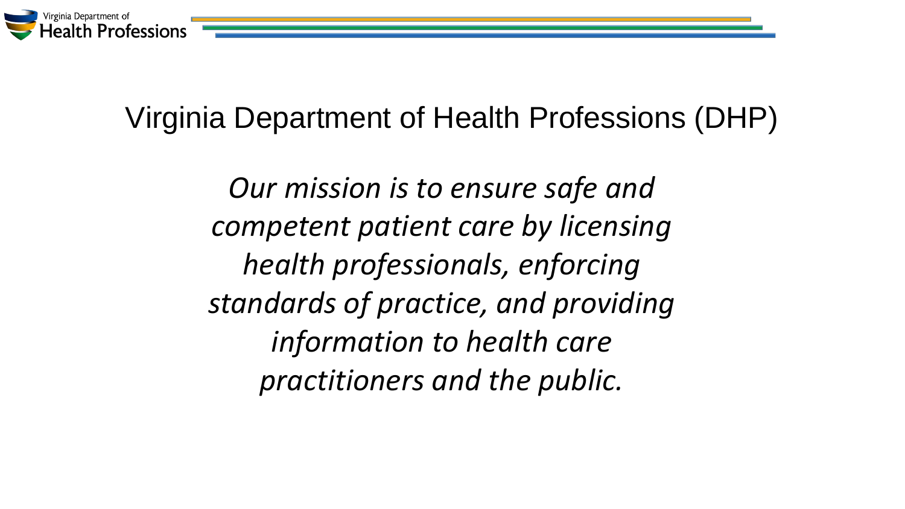# Virginia Department of Health Professions (DHP)

*Our mission is to ensure safe and competent patient care by licensing health professionals, enforcing standards of practice, and providing information to health care practitioners and the public.*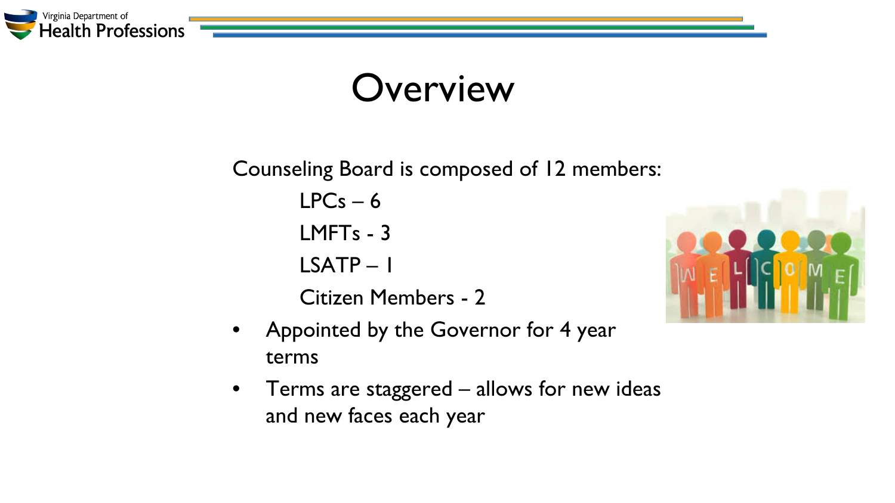# Overview

Counseling Board is composed of 12 members:

- LPCs – 6
- LMFTs - 3
- LSATP – 1
- Citizen Members - 2

- Appointed by the Governor for 4 year terms
- Terms are staggered – allows for new ideas and new faces each year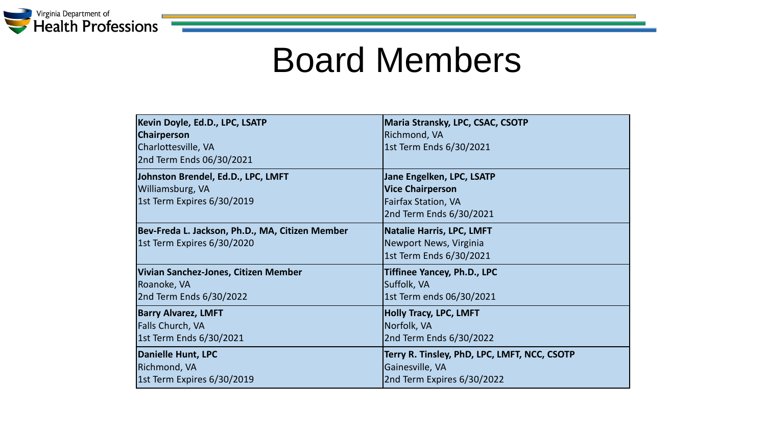# Board Members

| | |
|---|---|
| **Kevin Doyle, Ed.D., LPC, LSATP**<br>**Chairperson**<br>Charlottesville, VA<br>2nd Term Ends 06/30/2021 | **Maria Stransky, LPC, CSAC, CSOTP**<br>Richmond, VA<br>1st Term Ends 6/30/2021 |
| **Johnston Brendel, Ed.D., LPC, LMFT**<br>Williamsburg, VA<br>1st Term Expires 6/30/2019 | **Jane Engelken, LPC, LSATP**<br>**Vice Chairperson**<br>Fairfax Station, VA<br>2nd Term Ends 6/30/2021 |
| **Bev-Freda L. Jackson, Ph.D., MA, Citizen Member**<br>1st Term Expires 6/30/2020 | **Natalie Harris, LPC, LMFT**<br>Newport News, Virginia<br>1st Term Ends 6/30/2021 |
| **Vivian Sanchez-Jones, Citizen Member**<br>Roanoke, VA<br>2nd Term Ends 6/30/2022 | **Tiffinee Yancey, Ph.D., LPC**<br>Suffolk, VA<br>1st Term ends 06/30/2021 |
| **Barry Alvarez, LMFT**<br>Falls Church, VA<br>1st Term Ends 6/30/2021 | **Holly Tracy, LPC, LMFT**<br>Norfolk, VA<br>2nd Term Ends 6/30/2022 |
| **Danielle Hunt, LPC**<br>Richmond, VA<br>1st Term Expires 6/30/2019 | **Terry R. Tinsley, PhD, LPC, LMFT, NCC, CSOTP**<br>Gainesville, VA<br>2nd Term Expires 6/30/2022 |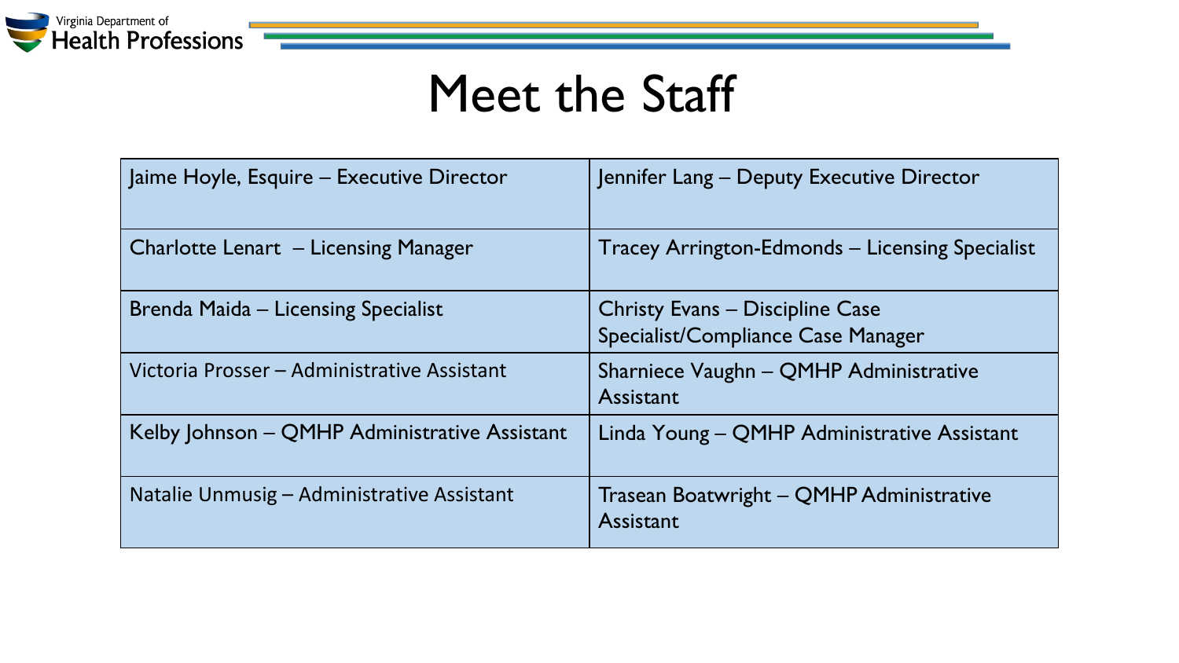# Meet the Staff

| | |
|---|---|
| Jaime Hoyle, Esquire – Executive Director | Jennifer Lang – Deputy Executive Director |
| Charlotte Lenart – Licensing Manager | Tracey Arrington-Edmonds – Licensing Specialist |
| Brenda Maida – Licensing Specialist | Christy Evans – Discipline Case Specialist/Compliance Case Manager |
| Victoria Prosser – Administrative Assistant | Sharniece Vaughn – QMHP Administrative Assistant |
| Kelby Johnson – QMHP Administrative Assistant | Linda Young – QMHP Administrative Assistant |
| Natalie Unmusig – Administrative Assistant | Trasean Boatwright – QMHP Administrative Assistant |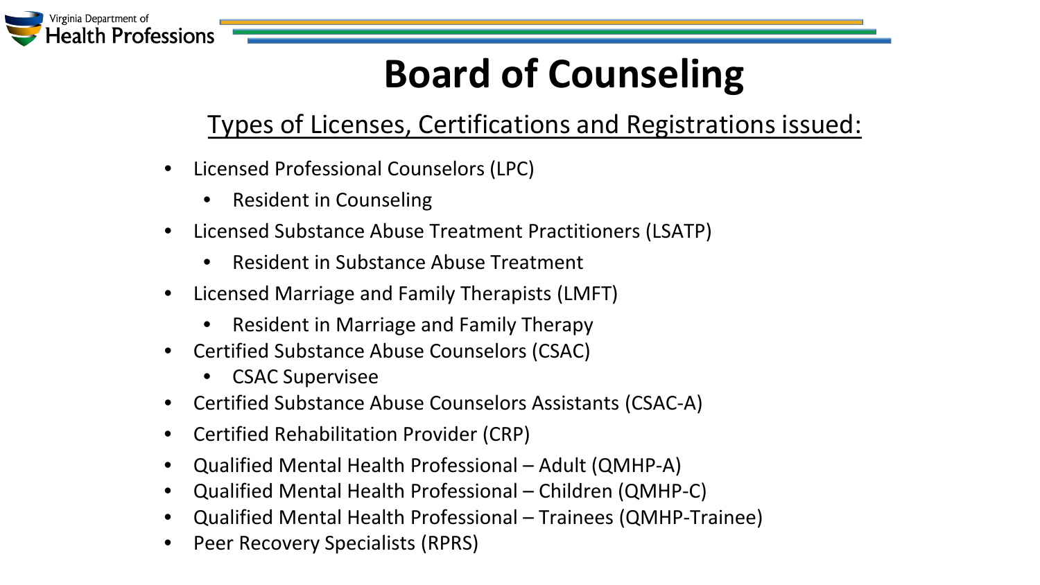# Board of Counseling

Types of Licenses, Certifications and Registrations issued:

- Licensed Professional Counselors (LPC)
  - Resident in Counseling
- Licensed Substance Abuse Treatment Practitioners (LSATP)
  - Resident in Substance Abuse Treatment
- Licensed Marriage and Family Therapists (LMFT)
  - Resident in Marriage and Family Therapy
- Certified Substance Abuse Counselors (CSAC)
  - CSAC Supervisee
- Certified Substance Abuse Counselors Assistants (CSAC-A)
- Certified Rehabilitation Provider (CRP)
- Qualified Mental Health Professional – Adult (QMHP-A)
- Qualified Mental Health Professional – Children (QMHP-C)
- Qualified Mental Health Professional – Trainees (QMHP-Trainee)
- Peer Recovery Specialists (RPRS)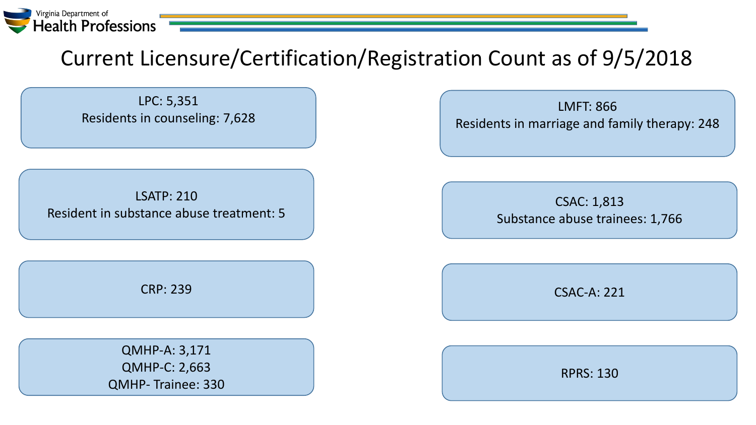# Current Licensure/Certification/Registration Count as of 9/5/2018

LPC: 5,351
Residents in counseling: 7,628

LMFT: 866
Residents in marriage and family therapy: 248

LSATP: 210
Resident in substance abuse treatment: 5

CSAC: 1,813
Substance abuse trainees: 1,766

CRP: 239

CSAC-A: 221

QMHP-A: 3,171
QMHP-C: 2,663
QMHP- Trainee: 330

RPRS: 130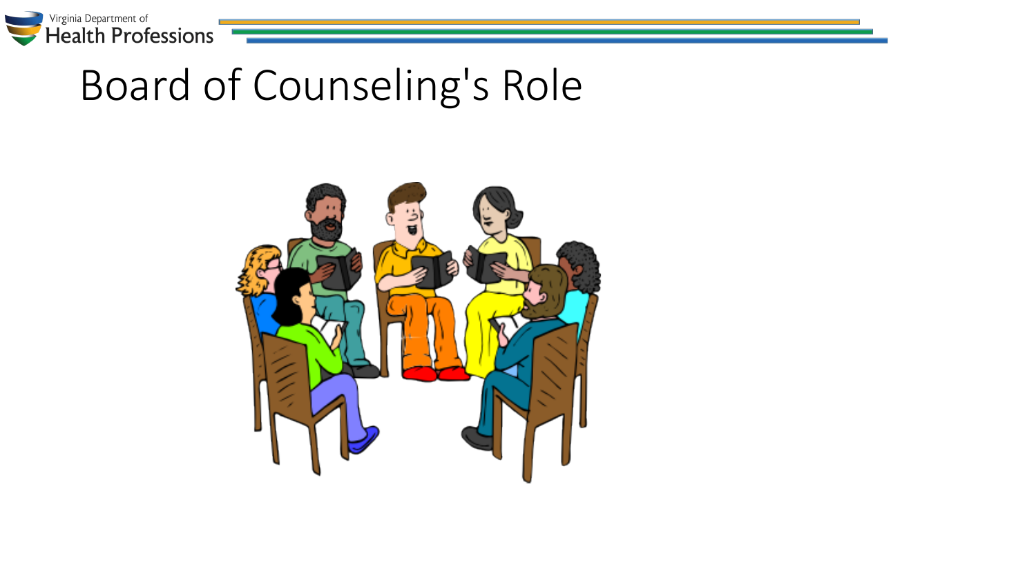# Board of Counseling's Role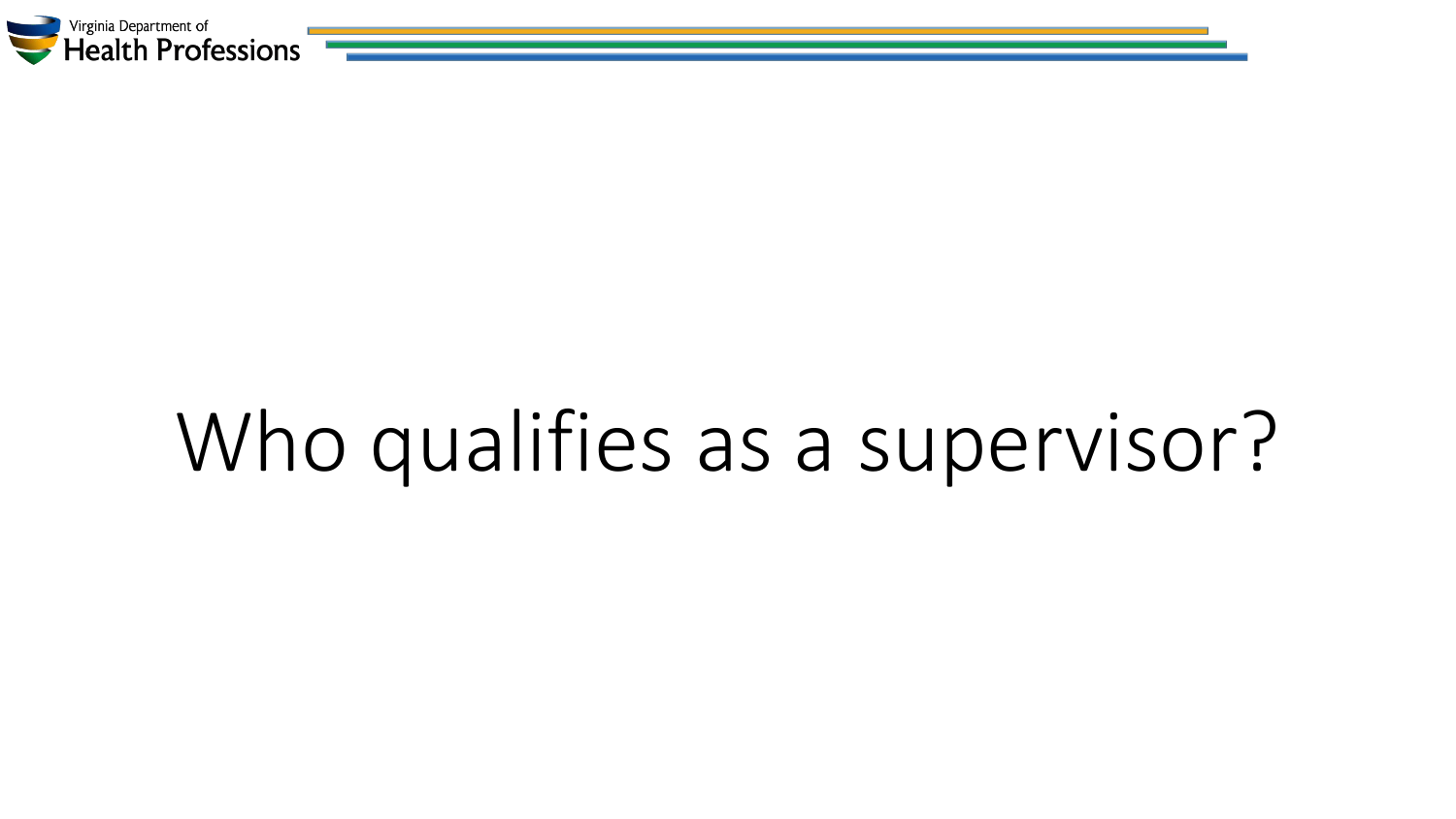# Who qualifies as a supervisor?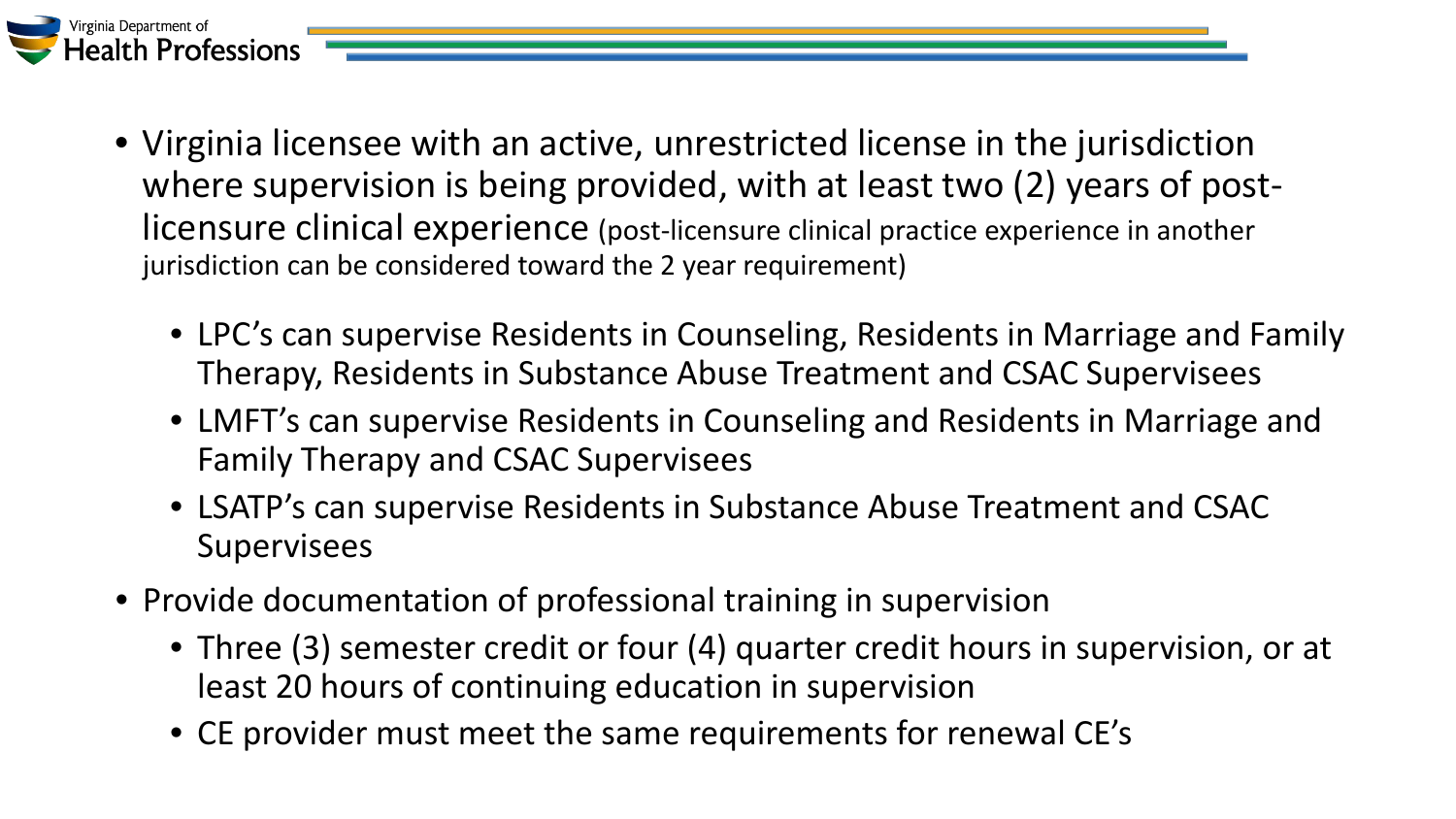- Virginia licensee with an active, unrestricted license in the jurisdiction where supervision is being provided, with at least two (2) years of post-licensure clinical experience (post-licensure clinical practice experience in another jurisdiction can be considered toward the 2 year requirement)
  - LPC's can supervise Residents in Counseling, Residents in Marriage and Family Therapy, Residents in Substance Abuse Treatment and CSAC Supervisees
  - LMFT's can supervise Residents in Counseling and Residents in Marriage and Family Therapy and CSAC Supervisees
  - LSATP's can supervise Residents in Substance Abuse Treatment and CSAC Supervisees
- Provide documentation of professional training in supervision
  - Three (3) semester credit or four (4) quarter credit hours in supervision, or at least 20 hours of continuing education in supervision
  - CE provider must meet the same requirements for renewal CE's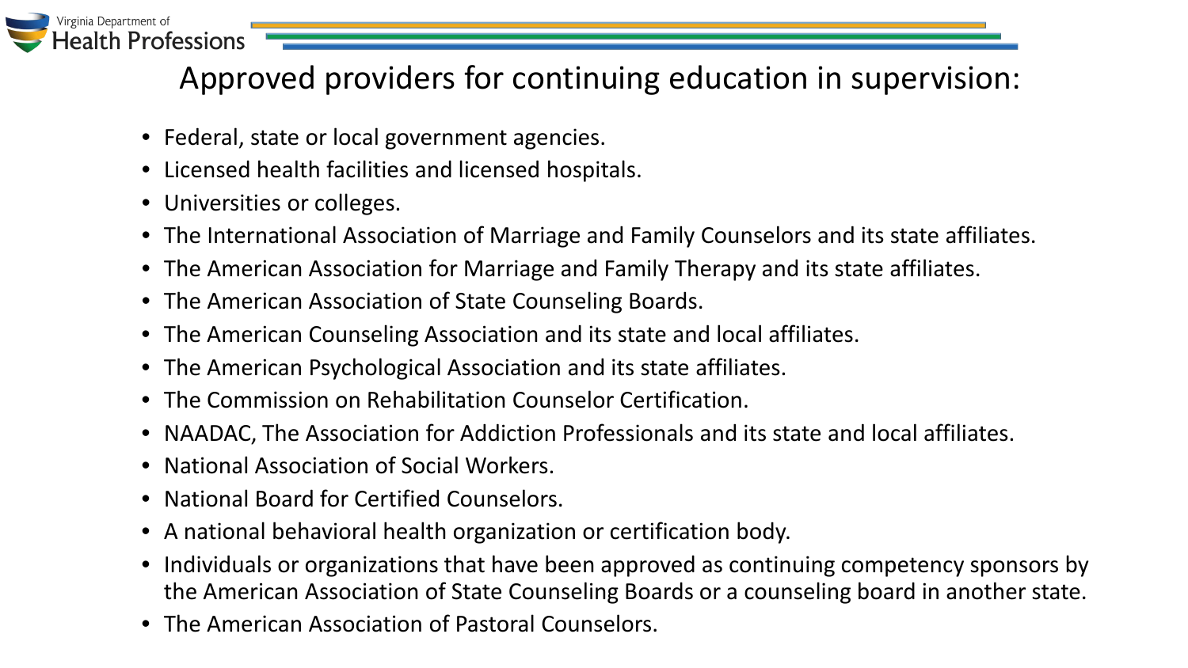# Approved providers for continuing education in supervision:

- Federal, state or local government agencies.
- Licensed health facilities and licensed hospitals.
- Universities or colleges.
- The International Association of Marriage and Family Counselors and its state affiliates.
- The American Association for Marriage and Family Therapy and its state affiliates.
- The American Association of State Counseling Boards.
- The American Counseling Association and its state and local affiliates.
- The American Psychological Association and its state affiliates.
- The Commission on Rehabilitation Counselor Certification.
- NAADAC, The Association for Addiction Professionals and its state and local affiliates.
- National Association of Social Workers.
- National Board for Certified Counselors.
- A national behavioral health organization or certification body.
- Individuals or organizations that have been approved as continuing competency sponsors by the American Association of State Counseling Boards or a counseling board in another state.
- The American Association of Pastoral Counselors.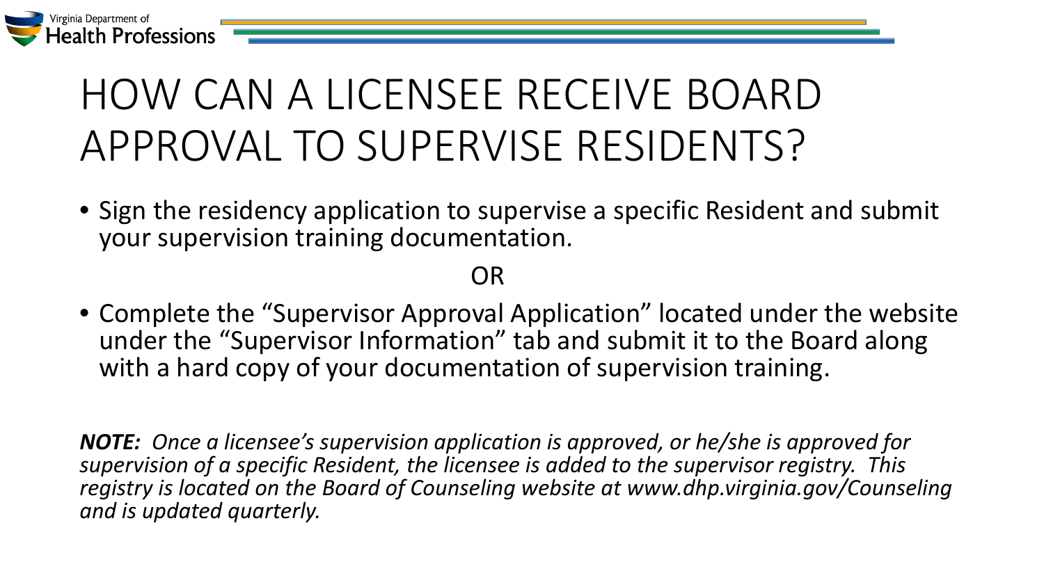# HOW CAN A LICENSEE RECEIVE BOARD APPROVAL TO SUPERVISE RESIDENTS?

- Sign the residency application to supervise a specific Resident and submit your supervision training documentation.

OR

- Complete the "Supervisor Approval Application" located under the website under the "Supervisor Information" tab and submit it to the Board along with a hard copy of your documentation of supervision training.

***NOTE:*** *Once a licensee's supervision application is approved, or he/she is approved for supervision of a specific Resident, the licensee is added to the supervisor registry. This registry is located on the Board of Counseling website at www.dhp.virginia.gov/Counseling and is updated quarterly.*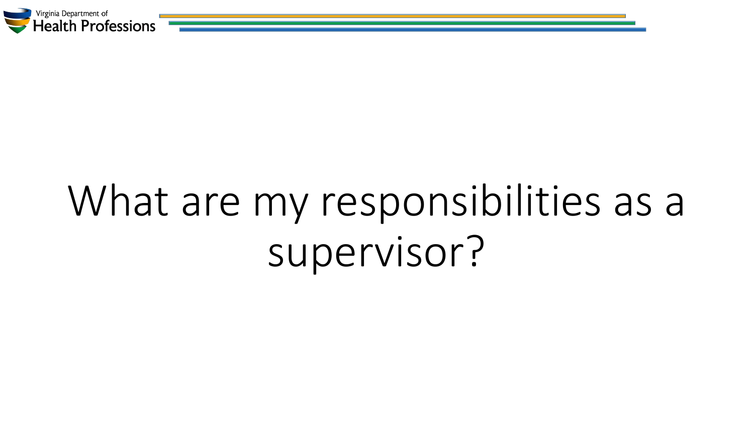# What are my responsibilities as a supervisor?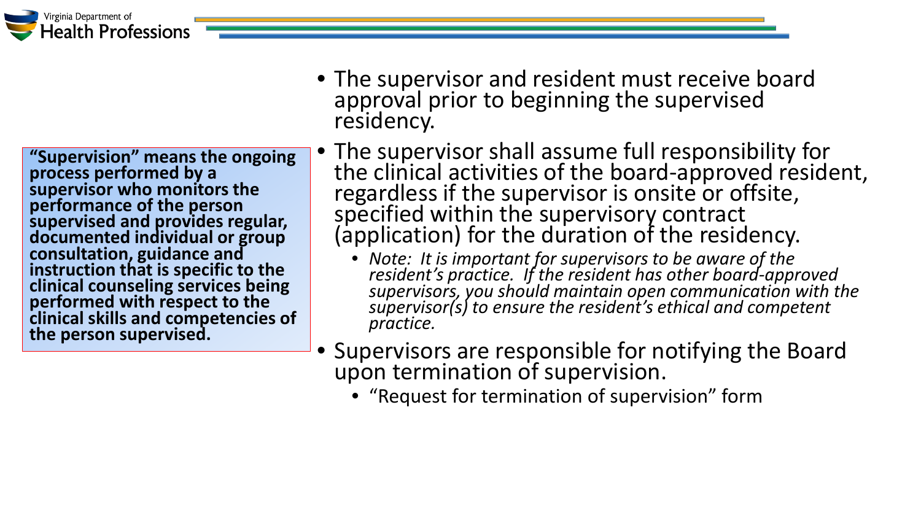**"Supervision" means the ongoing process performed by a supervisor who monitors the performance of the person supervised and provides regular, documented individual or group consultation, guidance and instruction that is specific to the clinical counseling services being performed with respect to the clinical skills and competencies of the person supervised.**

- The supervisor and resident must receive board approval prior to beginning the supervised residency.
- The supervisor shall assume full responsibility for the clinical activities of the board-approved resident, regardless if the supervisor is onsite or offsite, specified within the supervisory contract (application) for the duration of the residency.
  - *Note: It is important for supervisors to be aware of the resident's practice. If the resident has other board-approved supervisors, you should maintain open communication with the supervisor(s) to ensure the resident's ethical and competent practice.*
- Supervisors are responsible for notifying the Board upon termination of supervision.
  - "Request for termination of supervision" form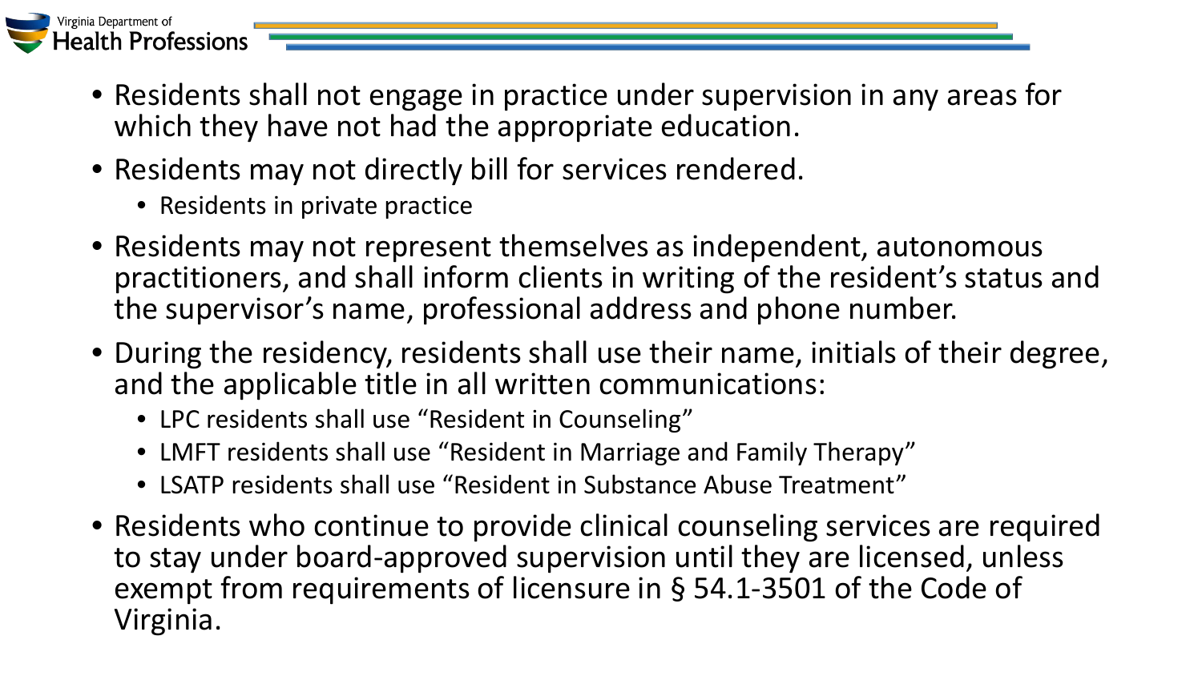- Residents shall not engage in practice under supervision in any areas for which they have not had the appropriate education.
- Residents may not directly bill for services rendered.
  - Residents in private practice
- Residents may not represent themselves as independent, autonomous practitioners, and shall inform clients in writing of the resident's status and the supervisor's name, professional address and phone number.
- During the residency, residents shall use their name, initials of their degree, and the applicable title in all written communications:
  - LPC residents shall use "Resident in Counseling"
  - LMFT residents shall use "Resident in Marriage and Family Therapy"
  - LSATP residents shall use "Resident in Substance Abuse Treatment"
- Residents who continue to provide clinical counseling services are required to stay under board-approved supervision until they are licensed, unless exempt from requirements of licensure in § 54.1-3501 of the Code of Virginia.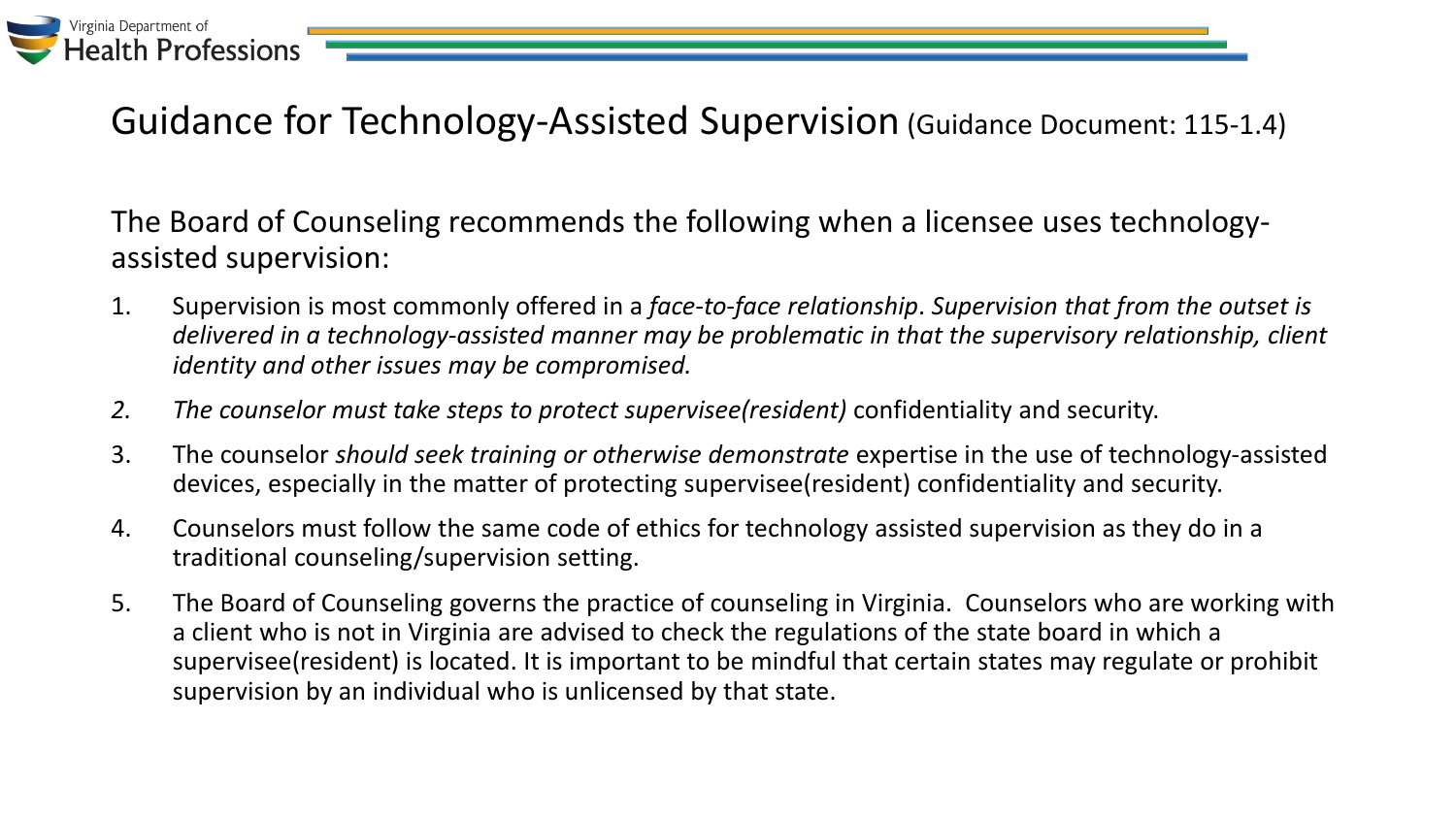# Guidance for Technology-Assisted Supervision (Guidance Document: 115-1.4)

The Board of Counseling recommends the following when a licensee uses technology-assisted supervision:

1. Supervision is most commonly offered in a *face-to-face relationship*. *Supervision that from the outset is delivered in a technology-assisted manner may be problematic in that the supervisory relationship, client identity and other issues may be compromised.*
2. *The counselor must take steps to protect supervisee(resident)* confidentiality and security.
3. The counselor *should seek training or otherwise demonstrate* expertise in the use of technology-assisted devices, especially in the matter of protecting supervisee(resident) confidentiality and security.
4. Counselors must follow the same code of ethics for technology assisted supervision as they do in a traditional counseling/supervision setting.
5. The Board of Counseling governs the practice of counseling in Virginia. Counselors who are working with a client who is not in Virginia are advised to check the regulations of the state board in which a supervisee(resident) is located. It is important to be mindful that certain states may regulate or prohibit supervision by an individual who is unlicensed by that state.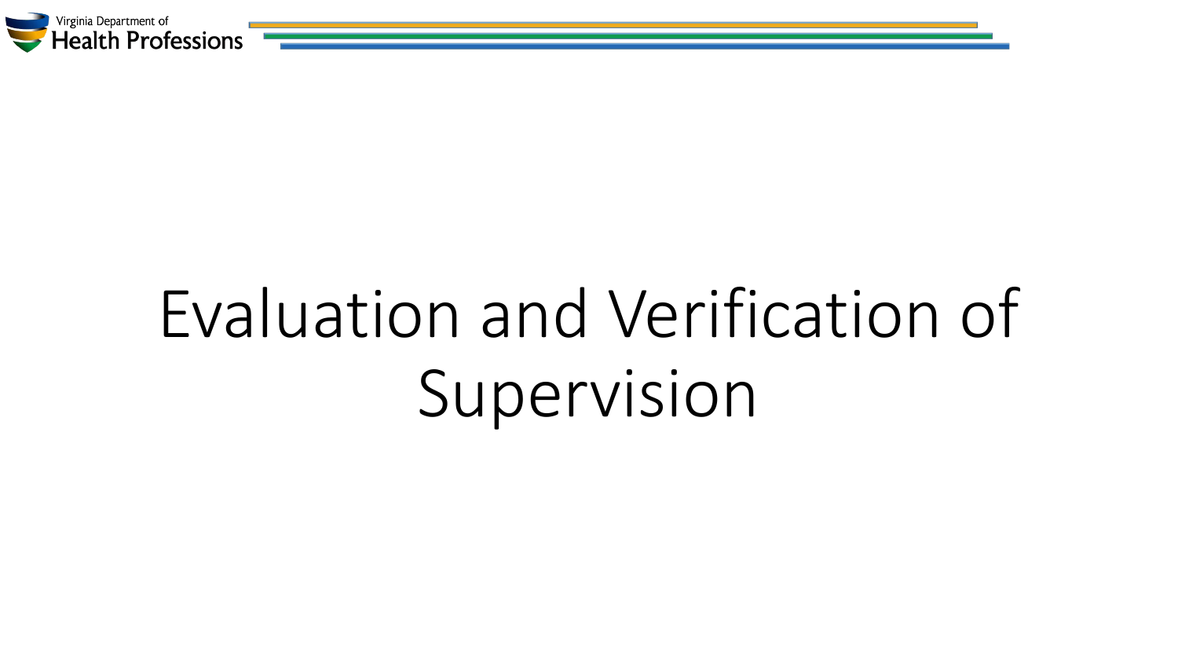# Evaluation and Verification of Supervision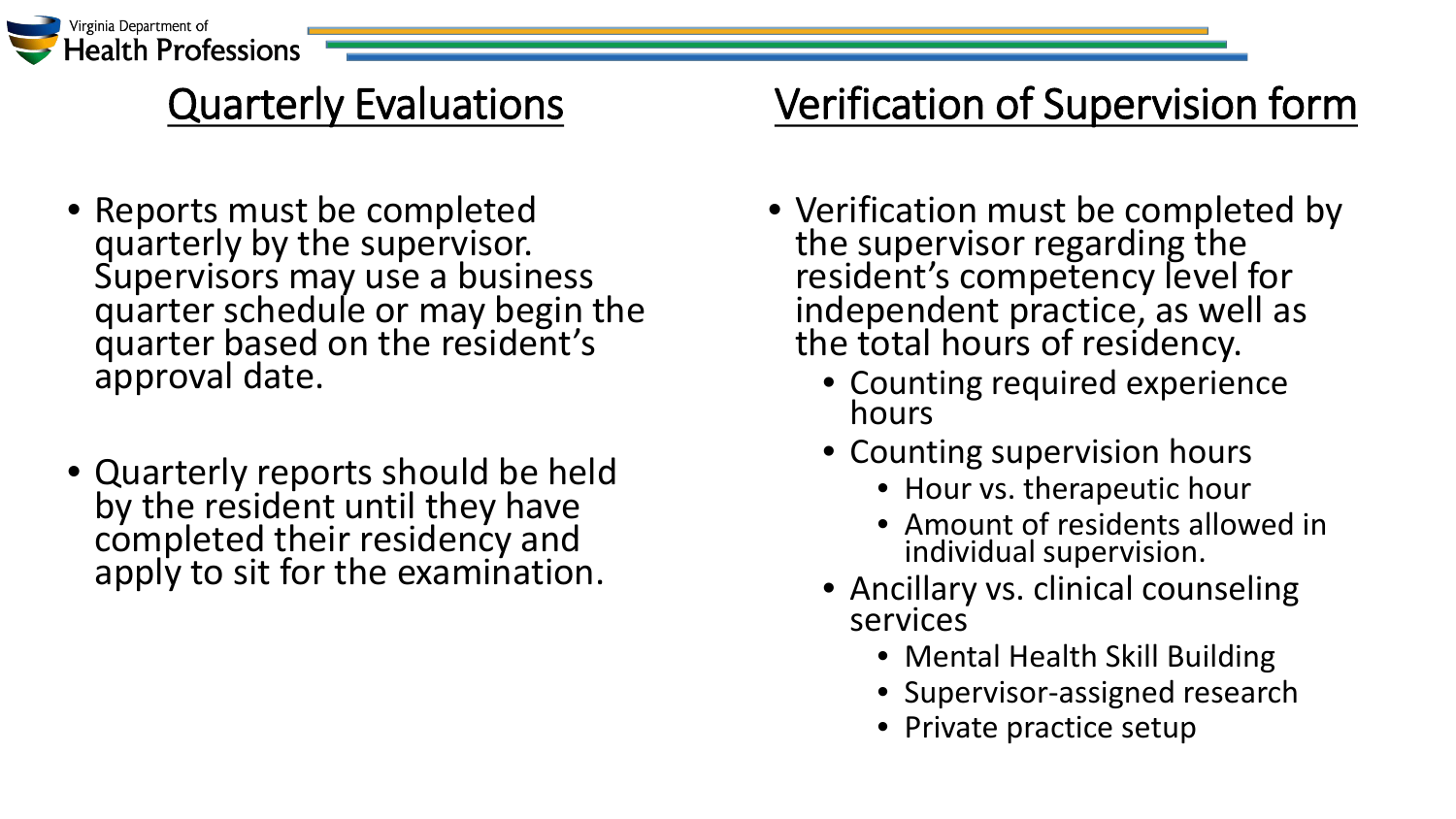## Quarterly Evaluations

- Reports must be completed quarterly by the supervisor. Supervisors may use a business quarter schedule or may begin the quarter based on the resident's approval date.

- Quarterly reports should be held by the resident until they have completed their residency and apply to sit for the examination.

## Verification of Supervision form

- Verification must be completed by the supervisor regarding the resident's competency level for independent practice, as well as the total hours of residency.
  - Counting required experience hours
  - Counting supervision hours
    - Hour vs. therapeutic hour
    - Amount of residents allowed in individual supervision.
  - Ancillary vs. clinical counseling services
    - Mental Health Skill Building
    - Supervisor-assigned research
    - Private practice setup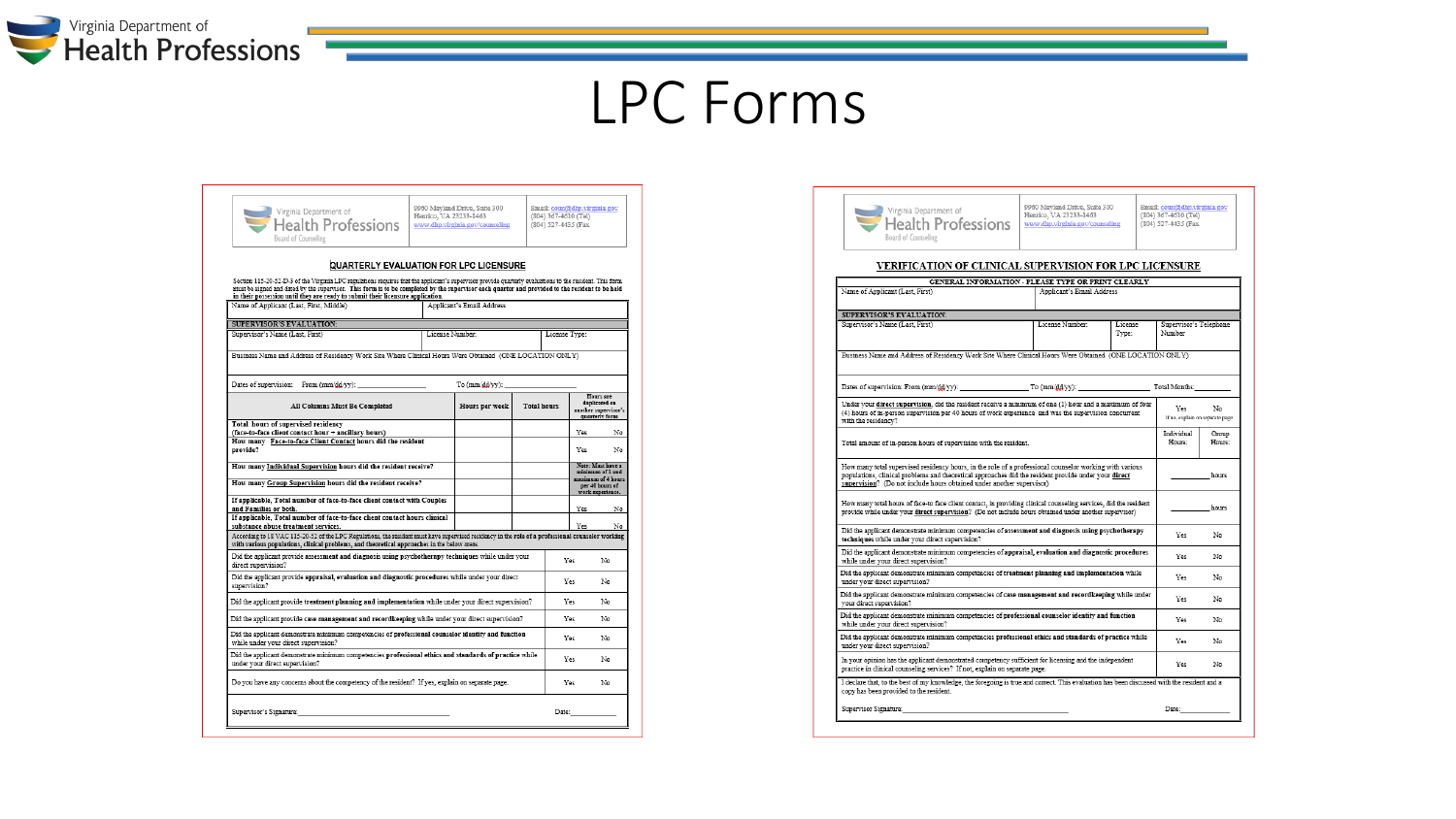# LPC Forms

Virginia Department of Health Professions
Board of Counseling

9960 Mayland Drive, Suite 300
Henrico, VA 23233-1463
www.dhp.virginia.gov/counseling

Email: coun@dhp.virginia.gov
(804) 367-4610 (Tel)
(804) 527-4435 (Fax

## QUARTERLY EVALUATION FOR LPC LICENSURE

Section 115-20-52-D-3 of the Virginia LPC regulations requires that the applicant's supervisor provide quarterly evaluations to the resident. This form must be signed and dated by the supervisor. This form is to be completed by the supervisor each quarter and provided to the resident to be held in their possession until they are ready to submit their licensure application.

| Name of Applicant (Last, First, Middle) | Applicant's Email Address |
|---|---|

**SUPERVISOR'S EVALUATION:**

| Supervisor's Name (Last, First) | License Number: | License Type: |
|---|---|---|

Business Name and Address of Residency Work Site Where Clinical Hours Were Obtained (ONE LOCATION ONLY)

Dates of supervision: From (mm/dd/yy): ______________ To (mm/dd/yy): ______________

| All Columns Must Be Completed | Hours per week | Total hours | Hours are duplicated on another supervisor's quarterly form |
|---|---|---|---|
| Total hours of supervised residency (face-to-face client contact hour + ancillary hours) | | | Yes No |
| How many Face-to-Face Client Contact hours did the resident provide? | | | Yes No |
| How many Individual Supervision hours did the resident receive? | | | Note: Must have a minimum of 1 and maximum of 4 hours per 40 hours of work experience. |
| How many Group Supervision hours did the resident receive? | | | |
| If applicable, Total number of face-to-face client contact with Couples and Families or both. | | | Yes No |
| If applicable, Total number of face-to-face client contact hours clinical substance abuse treatment services. | | | Yes No |

According to 18 VAC 115-20-52 of the LPC Regulations, the resident must have supervised residency in the role of a professional counselor working with various populations, clinical problems, and theoretical approaches in the below areas.

| | |
|---|---|
| Did the applicant provide assessment and diagnosis using psychotherapy techniques while under your direct supervision? | Yes No |
| Did the applicant provide appraisal, evaluation and diagnostic procedures while under your direct supervision? | Yes No |
| Did the applicant provide treatment planning and implementation while under your direct supervision? | Yes No |
| Did the applicant provide case management and recordkeeping while under your direct supervision? | Yes No |
| Did the applicant demonstrate minimum competencies of professional counselor identity and function while under your direct supervision? | Yes No |
| Did the applicant demonstrate minimum competencies professional ethics and standards of practice while under your direct supervision? | Yes No |
| Do you have any concerns about the competency of the resident? If yes, explain on separate page. | Yes No |

Supervisor's Signature: ______________________ Date: ________

---

Virginia Department of Health Professions
Board of Counseling

9960 Mayland Drive, Suite 300
Henrico, VA 23233-1463
www.dhp.virginia.gov/counseling

Email: coun@dhp.virginia.gov
(804) 367-4610 (Tel)
(804) 527-4435 (Fax

## VERIFICATION OF CLINICAL SUPERVISION FOR LPC LICENSURE

**GENERAL INFORMATION - PLEASE TYPE OR PRINT CLEARLY**

| Name of Applicant (Last, First) | Applicant's Email Address |
|---|---|

**SUPERVISOR'S EVALUATION:**

| Supervisor's Name (Last, First) | License Number: | License Type: | Supervisor's Telephone Number |
|---|---|---|---|

Business Name and Address of Residency Work Site Where Clinical Hours Were Obtained (ONE LOCATION ONLY)

Dates of supervision: From (mm/dd/yy): ______________ To (mm/dd/yy): ______________ Total Months: ________

| | |
|---|---|
| Under your **direct supervision**, did the resident receive a minimum of one (1) hour and a maximum of four (4) hours of in-person supervision per 40 hours of work experience and was the supervision concurrent with the residency? | Yes No (If no, explain on separate page) |
| Total amount of in-person hours of supervision with the resident. | Individual Hours: / Group Hours: |
| How many total supervised residency hours, in the role of a professional counselor working with various populations, clinical problems and theoretical approaches did the resident provide under your **direct supervision**? (Do not include hours obtained under another supervisor) | ________ hours |
| How many total hours of face-to-face client contact, in providing clinical counseling services, did the resident provide while under your **direct supervision**? (Do not include hours obtained under another supervisor) | ________ hours |
| Did the applicant demonstrate minimum competencies of **assessment and diagnosis using psychotherapy techniques** while under your direct supervision? | Yes No |
| Did the applicant demonstrate minimum competencies of **appraisal, evaluation and diagnostic procedures** while under your direct supervision? | Yes No |
| Did the applicant demonstrate minimum competencies of **treatment planning and implementation** while under your direct supervision? | Yes No |
| Did the applicant demonstrate minimum competencies of **case management and recordkeeping** while under your direct supervision? | Yes No |
| Did the applicant demonstrate minimum competencies of **professional counselor identity and function** while under your direct supervision? | Yes No |
| Did the applicant demonstrate minimum competencies **professional ethics and standards of practice** while under your direct supervision? | Yes No |
| In your opinion has the applicant demonstrated competency sufficient for licensing and the independent practice in clinical counseling services? If not, explain on separate page. | Yes No |

I declare that, to the best of my knowledge, the foregoing is true and correct. This evaluation has been discussed with the resident and a copy has been provided to the resident.

Supervisor Signature: ______________________ Date: ________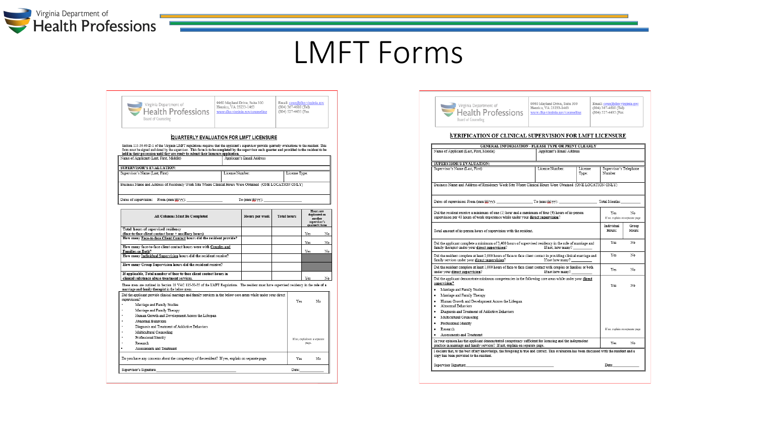# LMFT Forms

Virginia Department of Health Professions
Board of Counseling

9960 Mayland Drive, Suite 300
Henrico, VA 23233-1463
www.dhp.virginia.gov/counseling

Email: coun@dhp.virginia.gov
(804) 367-4610 (Tel)
(804) 527-4435 (Fax)

## QUARTERLY EVALUATION FOR LMFT LICENSURE

Section 115-50-60-D-1 of the Virginia LMFT regulations requires that the applicant's supervisor provide quarterly evaluations to the resident. This form must be signed and dated by the supervisor. This form is to be completed by the supervisor each quarter and provided to the resident to be held in their possession until they are ready to submit their licensure application.

| Name of Applicant (Last, First, Middle) | Applicant's Email Address | |
|---|---|---|
| **SUPERVISOR'S EVALUATION:** | | |
| Supervisor's Name (Last, First) | License Number: | License Type: |
| Business Name and Address of Residency Work Site Where Clinical Hours Were Obtained (ONE LOCATION ONLY) | | |
| Dates of supervision: From (mm/dd/yy): ________ | To (mm/dd/yy): ________ | |

| All Columns Must Be Completed | Hours per week | Total hours | Hours are duplicated on another supervisor's quarterly forms |
|---|---|---|---|
| Total hours of supervised residency (face-to-face client contact hour + ancillary hours) | | | Yes No |
| How many Face-to-face Client Contact hours did the resident provide? | | | Yes No |
| How many face-to-face client contact hours were with Couples and Families or Both? | | | Yes No |
| How many Individual Supervision hours did the resident receive? | | | |
| How many Group Supervision hours did the resident receive? | | | |
| If applicable, Total number of face-to-face client contact hours in clinical substance abuse treatment services. | | | Yes No |

These areas are outlined in Section 18 VAC 115-50-55 of the LMFT Regulations. The resident must have supervised residency in the role of a marriage and family therapist in the below areas.

| | |
|---|---|
| Did the applicant provide clinical marriage and family services in the below core areas while under your direct supervision?<br>- Marriage and Family Studies<br>- Marriage and Family Therapy<br>- Human Growth and Development Across the Lifespan<br>- Abnormal Behaviors<br>- Diagnosis and Treatment of Addictive Behaviors<br>- Multicultural Counseling<br>- Professional Identity<br>- Research<br>- Assessments and Treatment | Yes No<br>If no, explain on a separate page. |
| Do you have any concerns about the competency of the resident? If yes, explain on separate page. | Yes No |

Supervisor's Signature: ________ Date: ________

---

Virginia Department of Health Professions
Board of Counseling

9960 Mayland Drive, Suite 300
Henrico, VA 23233-1463
www.dhp.virginia.gov/counseling

Email: coun@dhp.virginia.gov
(804) 367-4610 (Tel)
(804) 527-4435 (Fax)

## VERIFICATION OF CLINICAL SUPERVISION FOR LMFT LICENSURE

**GENERAL INFORMATION - PLEASE TYPE OR PRINT CLEARLY**

| Name of Applicant (Last, First, Middle) | Applicant's Email Address | | |
|---|---|---|---|
| **SUPERVISOR'S EVALUATION:** | | | |
| Supervisor's Name (Last, First) | License Number: | License Type: | Supervisor's Telephone Number |
| Business Name and Address of Residency Work Site Where Clinical Hours Were Obtained (ONE LOCATION ONLY) | | | |
| Dates of supervision: From (mm/dd/yy): ________ To (mm/dd/yy): ________ | | | Total Months: ________ |

| | |
|---|---|
| Did the resident receive a minimum of one (1) hour and a maximum of four (4) hours of in-person supervision per 40 hours of work experience while under your **direct supervision**? | Yes No<br>If no, explain on separate page |
| Total amount of in-person hours of supervision with the resident. | Individual Hours: / Group Hours: |
| Did the applicant complete a minimum of 3,400 hours of supervised residency in the role of marriage and family therapist under your **direct supervision**? If not, how many? ________ | Yes No |
| Did the resident complete at least 2,000 hours of face-to-face client contact in providing clinical marriage and family services under your **direct supervision**? If not how many? ________ | Yes No |
| Did the resident complete at least 1,000 hours of face-to-face client contact with couples or families or both under your **direct supervision**? If not how many? ________ | Yes No |
| Did the applicant demonstrate minimum competencies in the following core areas while under your **direct supervision**?<br>- Marriage and Family Studies<br>- Marriage and Family Therapy<br>- Human Growth and Development Across the Lifespan<br>- Abnormal Behaviors<br>- Diagnosis and Treatment of Addictive Behaviors<br>- Multicultural Counseling<br>- Professional Identity<br>- Research<br>- Assessments and Treatment | Yes No<br>If no, explain on separate page |
| In your opinion has the applicant demonstrated competency sufficient for licensing and the independent practice in marriage and family services? If not, explain on separate page. | Yes No |

I declare that, to the best of my knowledge, the foregoing is true and correct. This evaluation has been discussed with the resident and a copy has been provided to the resident.

Supervisor Signature: ________ Date: ________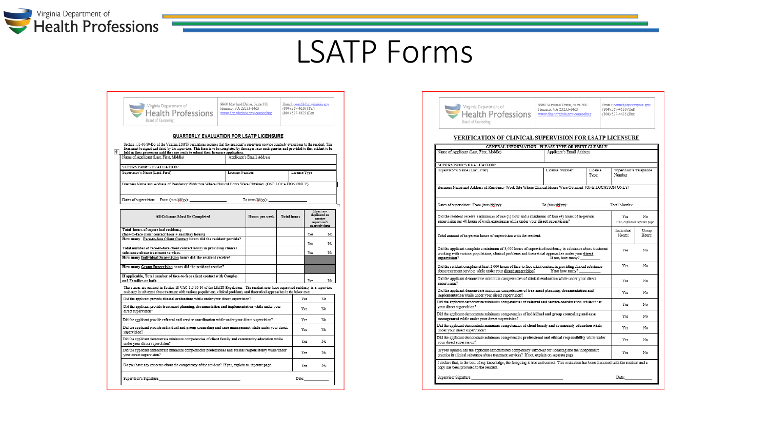# LSAPT Forms

Virginia Department of Health Professions
Board of Counseling

9960 Mayland Drive, Suite 300
Henrico, VA 23233-1463
www.dhp.virginia.gov/counseling

Email: coun@dhp.virginia.gov
(804) 367-4610 (Tel)
(804) 527-4435 (Fax

## QUARTERLY EVALUATION FOR LSATP LICENSURE

Section 115-40-80-E-1 of the Virginia LSATP regulations requires that the applicant's supervisor provide quarterly evaluations to the resident. This form must be signed and dated by the supervisor. This form is to be completed by the supervisor each quarter and provided to the resident to be held in their possession until they are ready to submit their licensure application.

| Name of Applicant (Last, First, Middle) | Applicant's Email Address |
|---|---|

**SUPERVISOR'S EVALUATION:**

| Supervisor's Name (Last, First) | License Number: | License Type: |
|---|---|---|

Business Name and Address of Residency Work Site Where Clinical Hours Were Obtained (ONE LOCATION ONLY)

Dates of supervision: From (mm/dd/yy): _______________ To (mm/dd/yy): _______________

| All Columns Must Be Completed | Hours per week | Total hours | Hours are duplicated on another supervisor's quarterly form |
|---|---|---|---|
| Total hours of supervised residency (face-to-face client contact hours + ancillary hours) | | | Yes No |
| How many Face-to-Face Client Contact hours did the resident provide? | | | Yes No |
| Total number of face-to-face client contact hours in providing clinical substance abuse treatment services. | | | Yes No |
| How many Individual Supervision hours did the resident receive? | | | |
| How many Group Supervision hours did the resident receive? | | | |
| If applicable, Total number of face-to-face client contact with Couples and Families or both | | | Yes No |

These areas are outlined in Section 18 VAC 115-60-40 of the LSATP Regulations. The resident must have supervised residency in a supervised residency in substance abuse treatment with various populations, clinical problems, and theoretical approaches in the below areas.

| | | |
|---|---|---|
| Did the applicant provide **clinical evaluations** while under your direct supervision? | Yes | No |
| Did the applicant provide **treatment planning, documentation and implementation** while under your direct supervision? | Yes | No |
| Did the applicant provide **referral and service coordination** while under your direct supervision? | Yes | No |
| Did the applicant provide **individual and group counseling and case management** while under your direct supervision? | Yes | No |
| Did the applicant demonstrate minimum competencies of **client family and community education** while under your direct supervision? | Yes | No |
| Did the applicant demonstrate minimum competencies **professional and ethical responsibility** while under your direct supervision? | Yes | No |
| Do you have any concerns about the competency of the resident? If yes, explain on separate page. | Yes | No |

Supervisor's Signature: _______________________ Date: ___________

---

Virginia Department of Health Professions
Board of Counseling

9960 Mayland Drive, Suite 300
Henrico, VA 23233-1463
www.dhp.virginia.gov/counseling

Email: coun@dhp.virginia.gov
(804) 367-4610 (Tel)
(804) 527-4435 (Fax

## VERIFICATION OF CLINICAL SUPERVISION FOR LSATP LICENSURE

**GENERAL INFORMATION - PLEASE TYPE OR PRINT CLEARLY**

| Name of Applicant (Last, First, Middle) | Applicant's Email Address |
|---|---|

**SUPERVISOR'S EVALUATION:**

| Supervisor's Name (Last, First) | License Number: | License Type: | Supervisor's Telephone Number |
|---|---|---|---|

Business Name and Address of Residency Work Site Where Clinical Hours Were Obtained (ONE LOCATION ONLY)

Dates of supervision: From (mm/dd/yy): _______________ To (mm/dd/yy): _______________ Total Months: _________

| | | |
|---|---|---|
| Did the resident receive a minimum of one (1) hour and a maximum of four (4) hours of in-person supervision per 40 hours of work experience while under your **direct supervision**? | Yes No (If no, explain on separate page) | |
| Total amount of in-person hours of supervision with the resident. | Individual Hours: | Group Hours: |
| Did the applicant complete a minimum of 3,400 hours of supervised residency in substance abuse treatment working with various populations, clinical problems and theoretical approaches under your **direct supervision**? If not, how many? _______ | Yes | No |
| Did the resident complete at least 2,000 hours of face-to face client contact in providing clinical substance abuse treatment services while under your **direct supervision**? If not how many? _______ | Yes | No |
| Did the applicant demonstrate minimum competencies of **clinical evaluation** while under your direct supervision? | Yes | No |
| Did the applicant demonstrate minimum competencies of **treatment planning, documentation and implementation** while under your direct supervision? | Yes | No |
| Did the applicant demonstrate minimum competencies of **referral and service coordination** while under your direct supervision? | Yes | No |
| Did the applicant demonstrate minimum competencies of **individual and group counseling and case management** while under your direct supervision? | Yes | No |
| Did the applicant demonstrate minimum competencies of **client family and community education** while under your direct supervision? | Yes | No |
| Did the applicant demonstrate minimum competencies **professional and ethical responsibility** while under your direct supervision? | Yes | No |
| In your opinion has the applicant demonstrated competency sufficient for licensing and the independent practice in clinical substance abuse treatment services? If not, explain on separate page. | Yes | No |

I declare that, to the best of my knowledge, the foregoing is true and correct. This evaluation has been discussed with the resident and a copy has been provided to the resident.

Supervisor Signature: _______________________ Date: ___________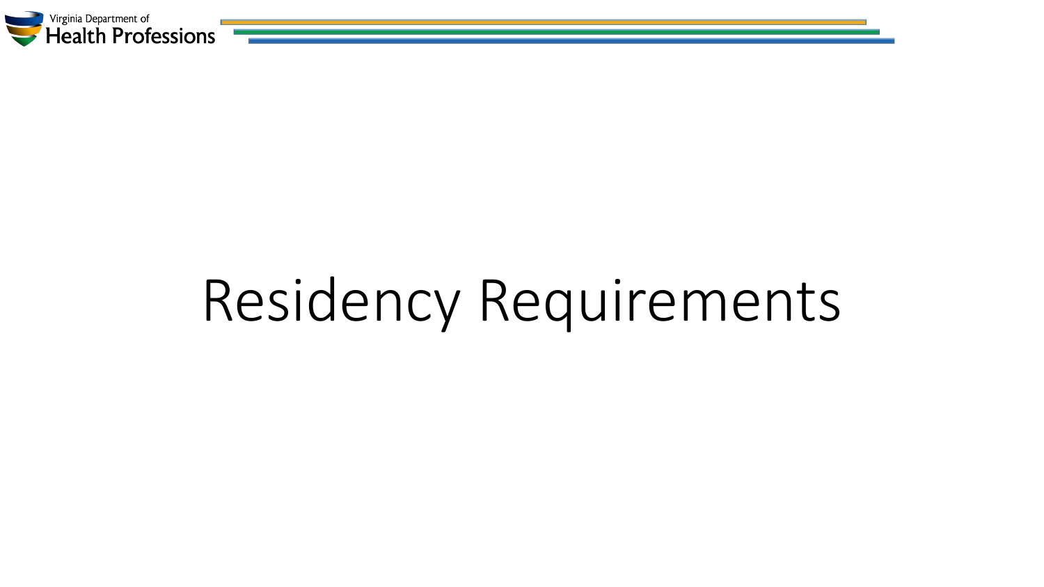# Residency Requirements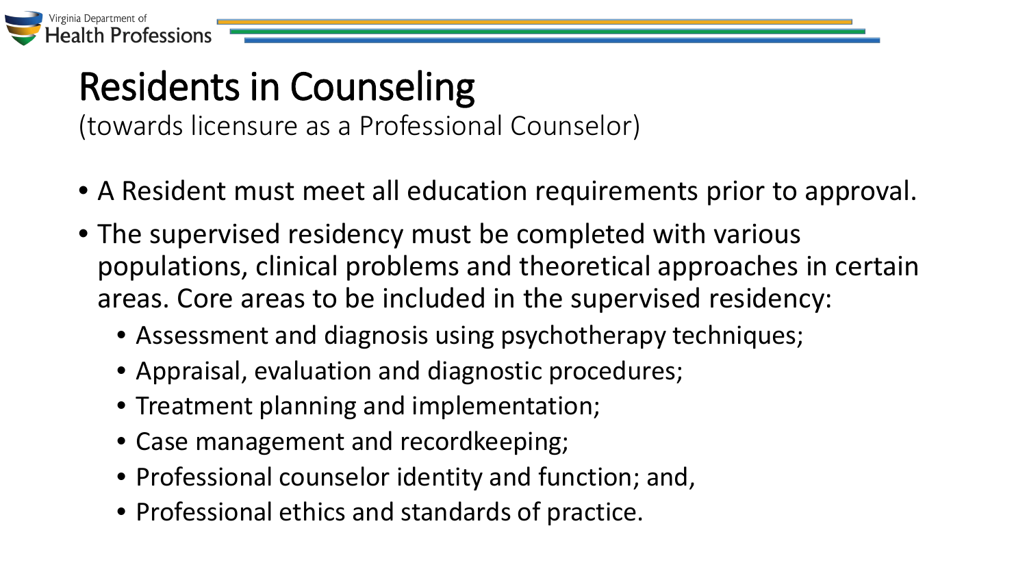# Residents in Counseling

(towards licensure as a Professional Counselor)

- A Resident must meet all education requirements prior to approval.
- The supervised residency must be completed with various populations, clinical problems and theoretical approaches in certain areas. Core areas to be included in the supervised residency:
  - Assessment and diagnosis using psychotherapy techniques;
  - Appraisal, evaluation and diagnostic procedures;
  - Treatment planning and implementation;
  - Case management and recordkeeping;
  - Professional counselor identity and function; and,
  - Professional ethics and standards of practice.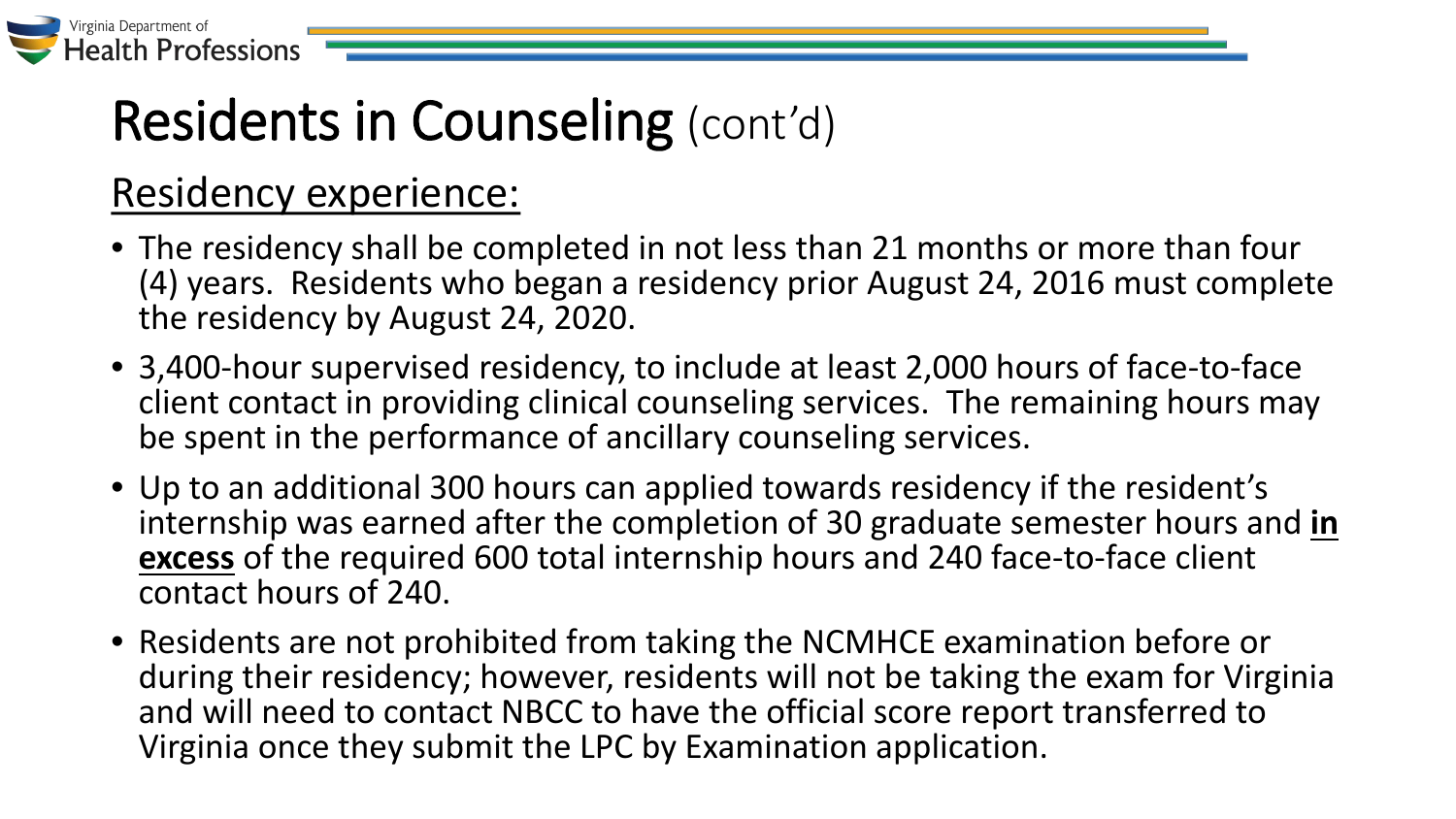# Residents in Counseling (cont'd)

## Residency experience:

- The residency shall be completed in not less than 21 months or more than four (4) years. Residents who began a residency prior August 24, 2016 must complete the residency by August 24, 2020.
- 3,400-hour supervised residency, to include at least 2,000 hours of face-to-face client contact in providing clinical counseling services. The remaining hours may be spent in the performance of ancillary counseling services.
- Up to an additional 300 hours can applied towards residency if the resident's internship was earned after the completion of 30 graduate semester hours and **in excess** of the required 600 total internship hours and 240 face-to-face client contact hours of 240.
- Residents are not prohibited from taking the NCMHCE examination before or during their residency; however, residents will not be taking the exam for Virginia and will need to contact NBCC to have the official score report transferred to Virginia once they submit the LPC by Examination application.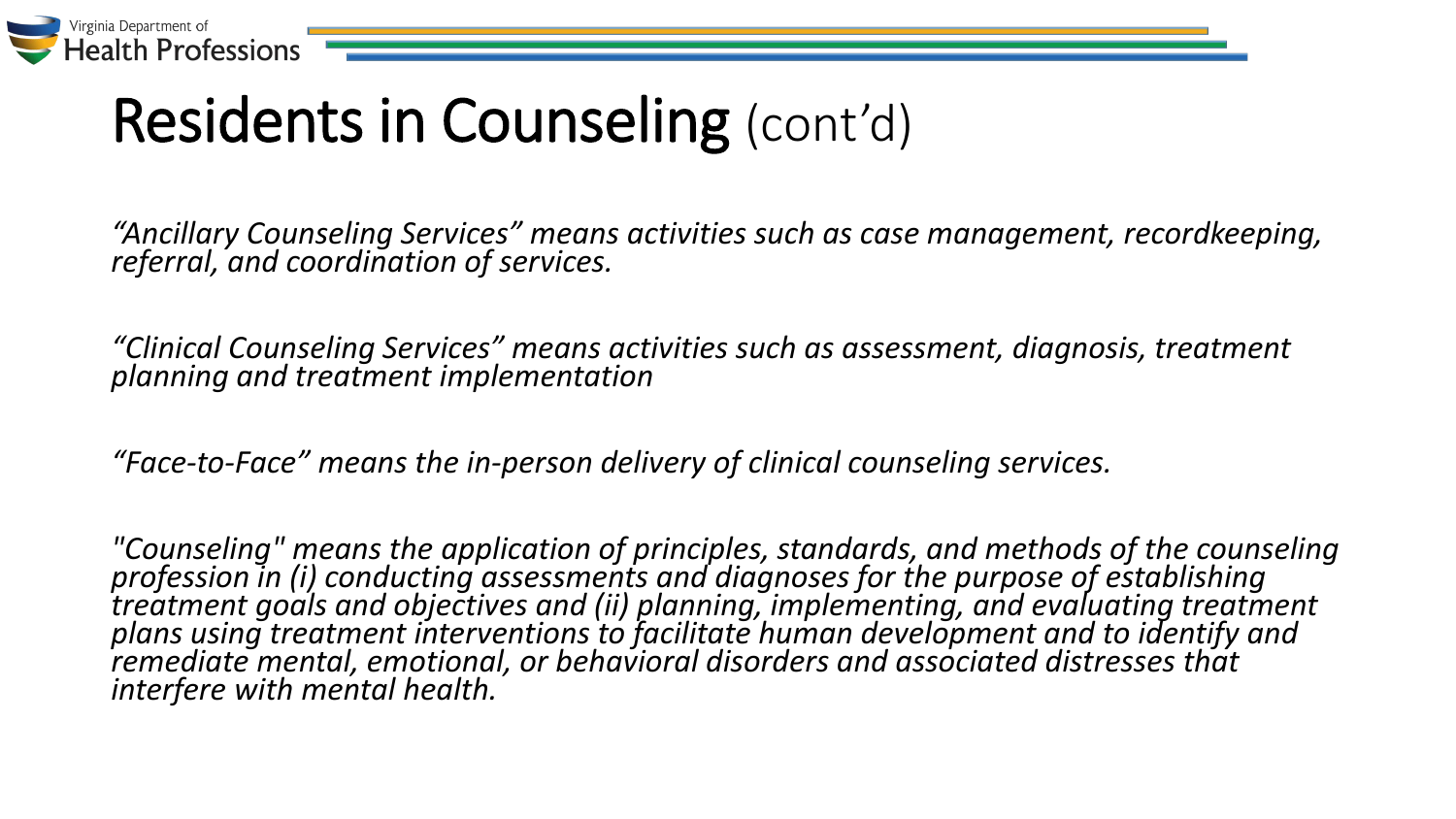# Residents in Counseling (cont'd)

*"Ancillary Counseling Services" means activities such as case management, recordkeeping, referral, and coordination of services.*

*"Clinical Counseling Services" means activities such as assessment, diagnosis, treatment planning and treatment implementation*

*"Face-to-Face" means the in-person delivery of clinical counseling services.*

*"Counseling" means the application of principles, standards, and methods of the counseling profession in (i) conducting assessments and diagnoses for the purpose of establishing treatment goals and objectives and (ii) planning, implementing, and evaluating treatment plans using treatment interventions to facilitate human development and to identify and remediate mental, emotional, or behavioral disorders and associated distresses that interfere with mental health.*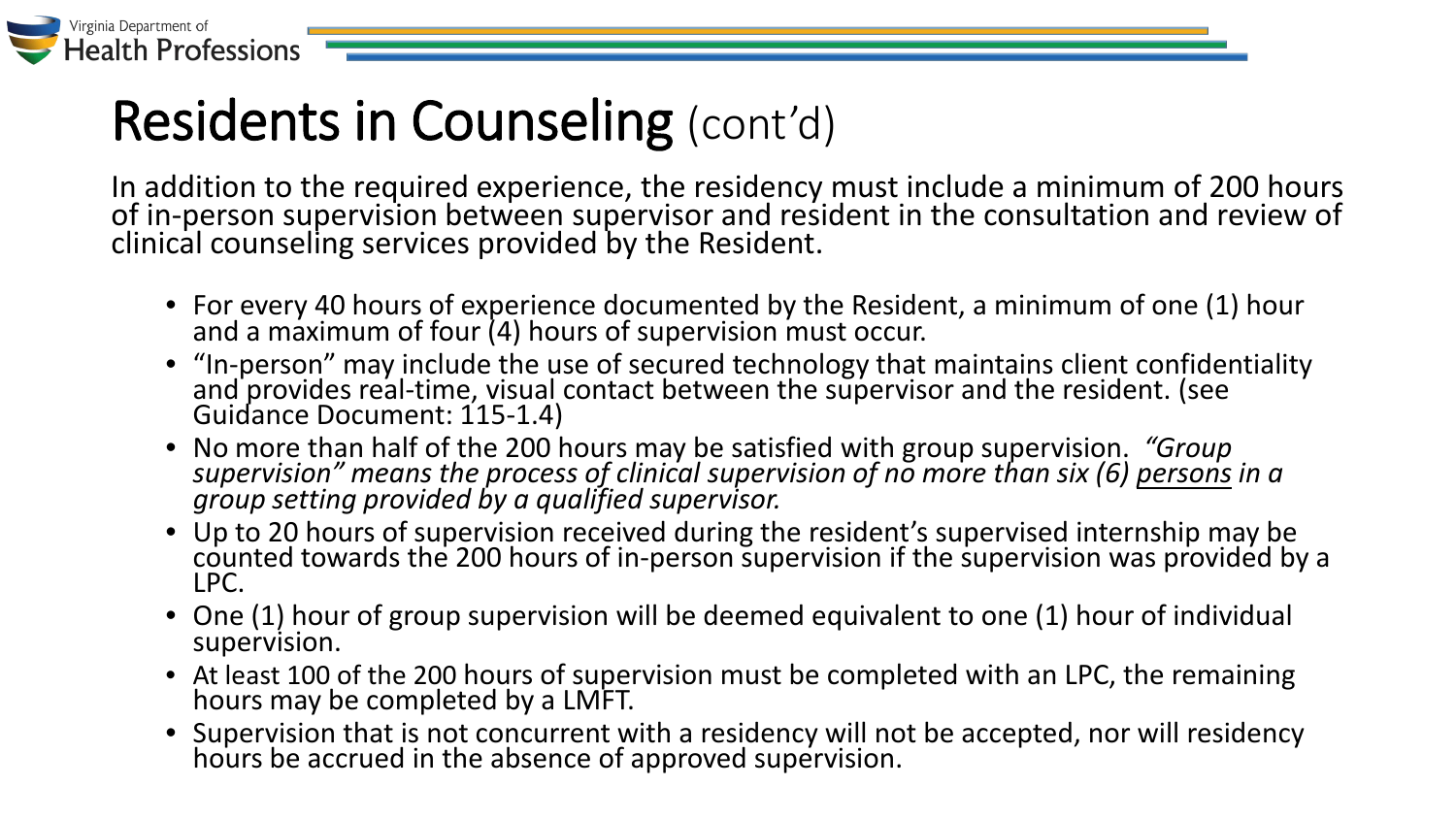# Residents in Counseling (cont'd)

In addition to the required experience, the residency must include a minimum of 200 hours of in-person supervision between supervisor and resident in the consultation and review of clinical counseling services provided by the Resident.

- For every 40 hours of experience documented by the Resident, a minimum of one (1) hour and a maximum of four (4) hours of supervision must occur.
- "In-person" may include the use of secured technology that maintains client confidentiality and provides real-time, visual contact between the supervisor and the resident. (see Guidance Document: 115-1.4)
- No more than half of the 200 hours may be satisfied with group supervision. *"Group supervision" means the process of clinical supervision of no more than six (6) persons in a group setting provided by a qualified supervisor.*
- Up to 20 hours of supervision received during the resident's supervised internship may be counted towards the 200 hours of in-person supervision if the supervision was provided by a LPC.
- One (1) hour of group supervision will be deemed equivalent to one (1) hour of individual supervision.
- At least 100 of the 200 hours of supervision must be completed with an LPC, the remaining hours may be completed by a LMFT.
- Supervision that is not concurrent with a residency will not be accepted, nor will residency hours be accrued in the absence of approved supervision.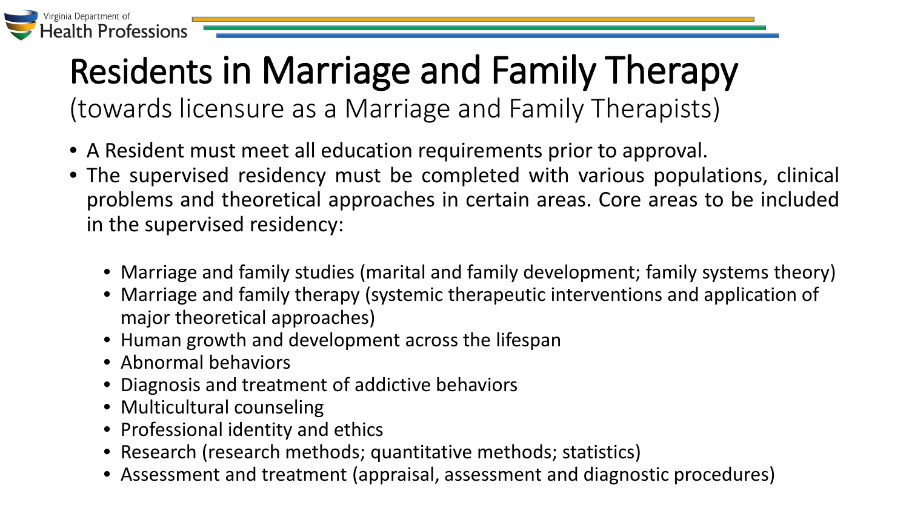# Residents in Marriage and Family Therapy

(towards licensure as a Marriage and Family Therapists)

- A Resident must meet all education requirements prior to approval.
- The supervised residency must be completed with various populations, clinical problems and theoretical approaches in certain areas. Core areas to be included in the supervised residency:
  - Marriage and family studies (marital and family development; family systems theory)
  - Marriage and family therapy (systemic therapeutic interventions and application of major theoretical approaches)
  - Human growth and development across the lifespan
  - Abnormal behaviors
  - Diagnosis and treatment of addictive behaviors
  - Multicultural counseling
  - Professional identity and ethics
  - Research (research methods; quantitative methods; statistics)
  - Assessment and treatment (appraisal, assessment and diagnostic procedures)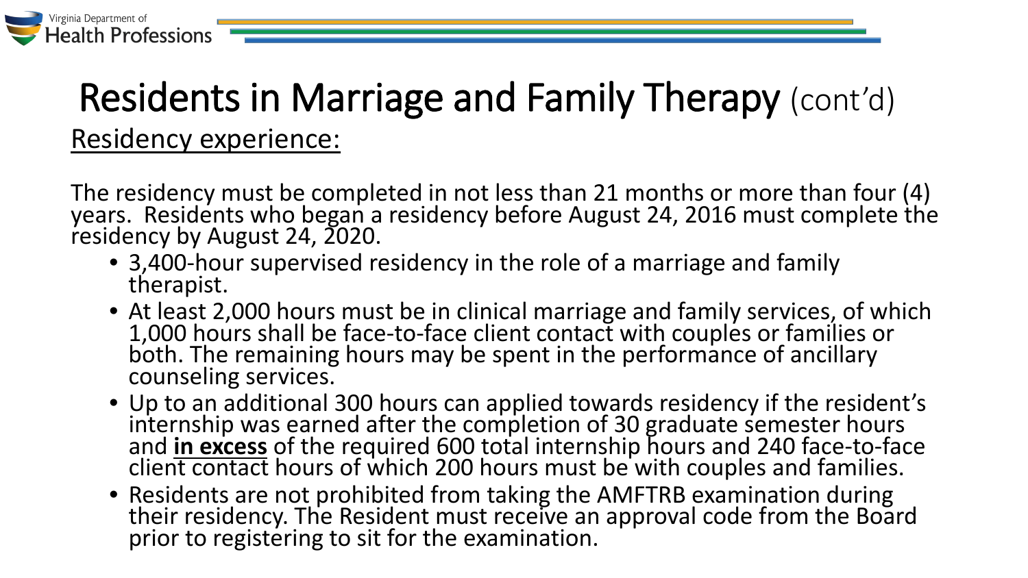# Residents in Marriage and Family Therapy (cont'd)

## Residency experience:

The residency must be completed in not less than 21 months or more than four (4) years. Residents who began a residency before August 24, 2016 must complete the residency by August 24, 2020.

- 3,400-hour supervised residency in the role of a marriage and family therapist.
- At least 2,000 hours must be in clinical marriage and family services, of which 1,000 hours shall be face-to-face client contact with couples or families or both. The remaining hours may be spent in the performance of ancillary counseling services.
- Up to an additional 300 hours can applied towards residency if the resident's internship was earned after the completion of 30 graduate semester hours and **in excess** of the required 600 total internship hours and 240 face-to-face client contact hours of which 200 hours must be with couples and families.
- Residents are not prohibited from taking the AMFTRB examination during their residency. The Resident must receive an approval code from the Board prior to registering to sit for the examination.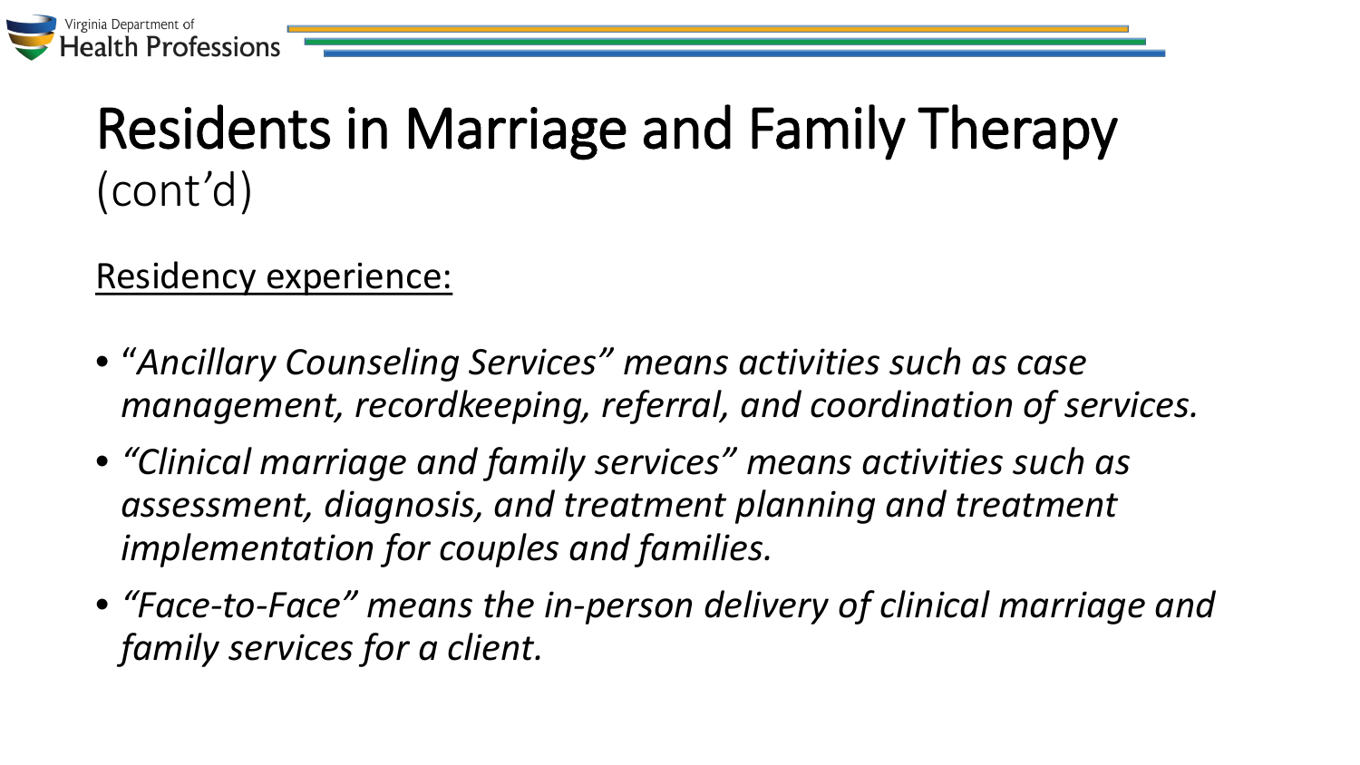# Residents in Marriage and Family Therapy (cont'd)

<u>Residency experience:</u>

- *"Ancillary Counseling Services" means activities such as case management, recordkeeping, referral, and coordination of services.*
- *"Clinical marriage and family services" means activities such as assessment, diagnosis, and treatment planning and treatment implementation for couples and families.*
- *"Face-to-Face" means the in-person delivery of clinical marriage and family services for a client.*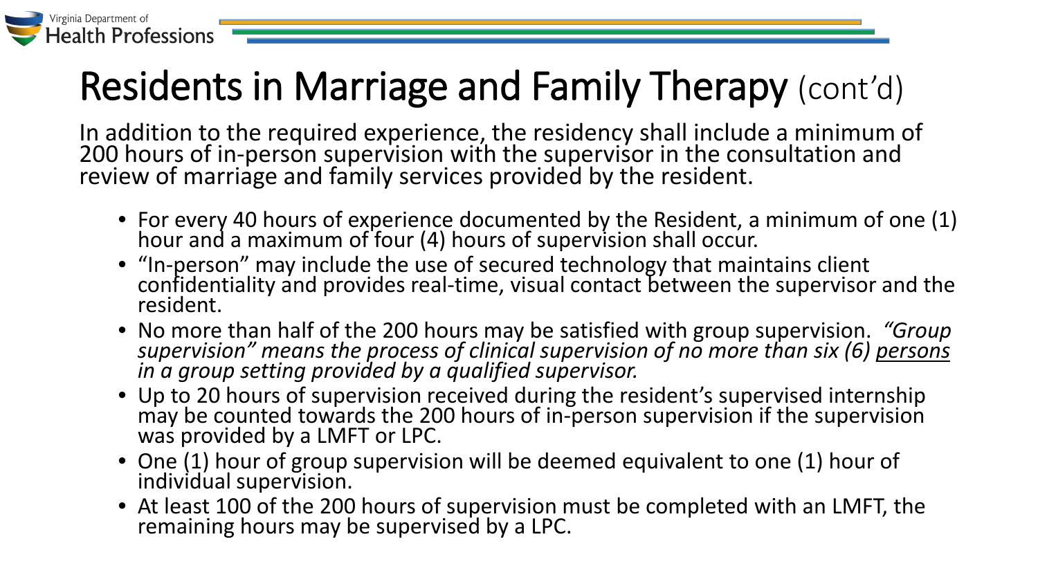# Residents in Marriage and Family Therapy (cont'd)

In addition to the required experience, the residency shall include a minimum of 200 hours of in-person supervision with the supervisor in the consultation and review of marriage and family services provided by the resident.

- For every 40 hours of experience documented by the Resident, a minimum of one (1) hour and a maximum of four (4) hours of supervision shall occur.
- "In-person" may include the use of secured technology that maintains client confidentiality and provides real-time, visual contact between the supervisor and the resident.
- No more than half of the 200 hours may be satisfied with group supervision. *"Group supervision" means the process of clinical supervision of no more than six (6) <u>persons</u> in a group setting provided by a qualified supervisor.*
- Up to 20 hours of supervision received during the resident's supervised internship may be counted towards the 200 hours of in-person supervision if the supervision was provided by a LMFT or LPC.
- One (1) hour of group supervision will be deemed equivalent to one (1) hour of individual supervision.
- At least 100 of the 200 hours of supervision must be completed with an LMFT, the remaining hours may be supervised by a LPC.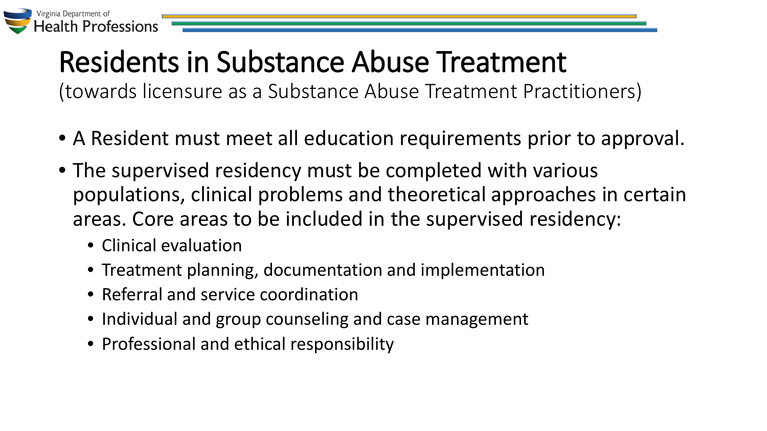# Residents in Substance Abuse Treatment

(towards licensure as a Substance Abuse Treatment Practitioners)

- A Resident must meet all education requirements prior to approval.
- The supervised residency must be completed with various populations, clinical problems and theoretical approaches in certain areas. Core areas to be included in the supervised residency:
  - Clinical evaluation
  - Treatment planning, documentation and implementation
  - Referral and service coordination
  - Individual and group counseling and case management
  - Professional and ethical responsibility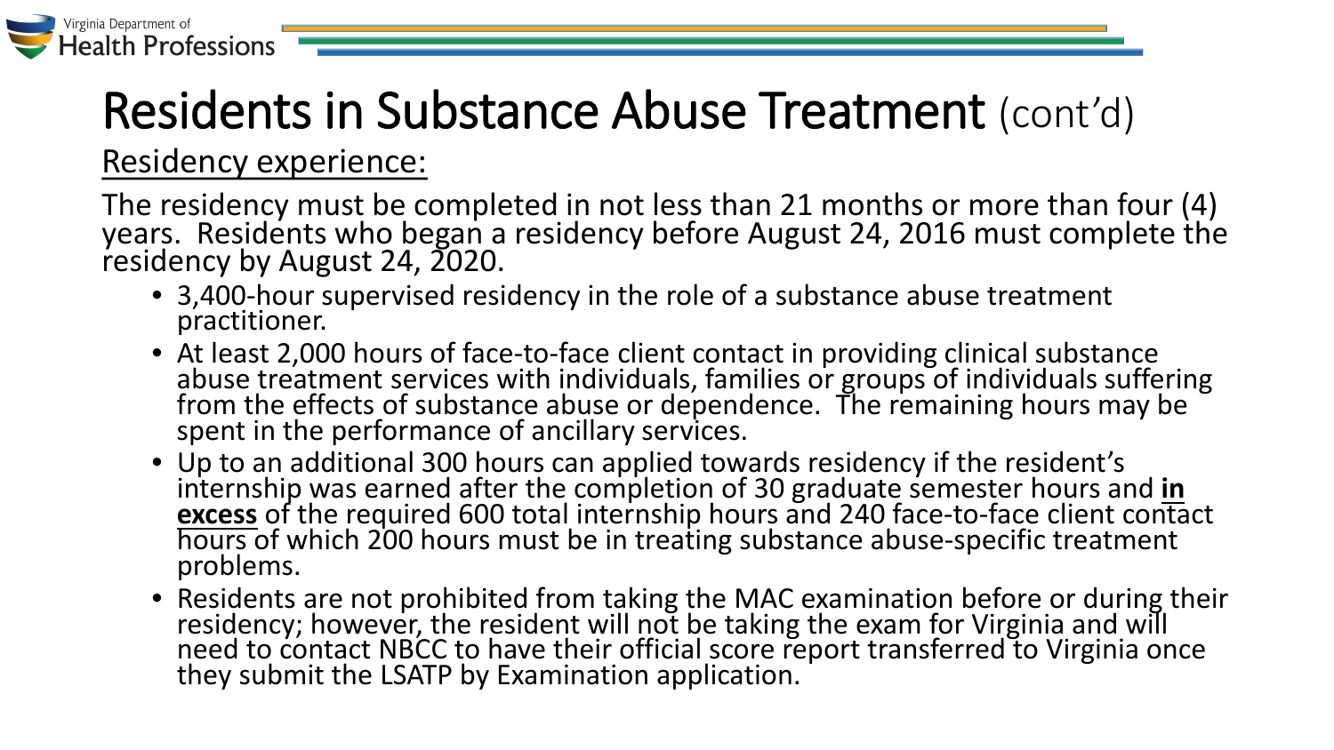# Residents in Substance Abuse Treatment (cont'd)

Residency experience:

The residency must be completed in not less than 21 months or more than four (4) years. Residents who began a residency before August 24, 2016 must complete the residency by August 24, 2020.

- 3,400-hour supervised residency in the role of a substance abuse treatment practitioner.
- At least 2,000 hours of face-to-face client contact in providing clinical substance abuse treatment services with individuals, families or groups of individuals suffering from the effects of substance abuse or dependence. The remaining hours may be spent in the performance of ancillary services.
- Up to an additional 300 hours can applied towards residency if the resident's internship was earned after the completion of 30 graduate semester hours and **in excess** of the required 600 total internship hours and 240 face-to-face client contact hours of which 200 hours must be in treating substance abuse-specific treatment problems.
- Residents are not prohibited from taking the MAC examination before or during their residency; however, the resident will not be taking the exam for Virginia and will need to contact NBCC to have their official score report transferred to Virginia once they submit the LSATP by Examination application.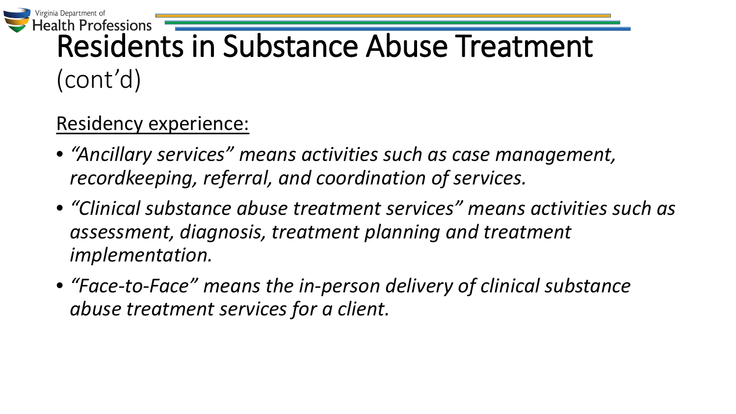# Residents in Substance Abuse Treatment (cont'd)

Residency experience:

- *"Ancillary services" means activities such as case management, recordkeeping, referral, and coordination of services.*
- *"Clinical substance abuse treatment services" means activities such as assessment, diagnosis, treatment planning and treatment implementation.*
- *"Face-to-Face" means the in-person delivery of clinical substance abuse treatment services for a client.*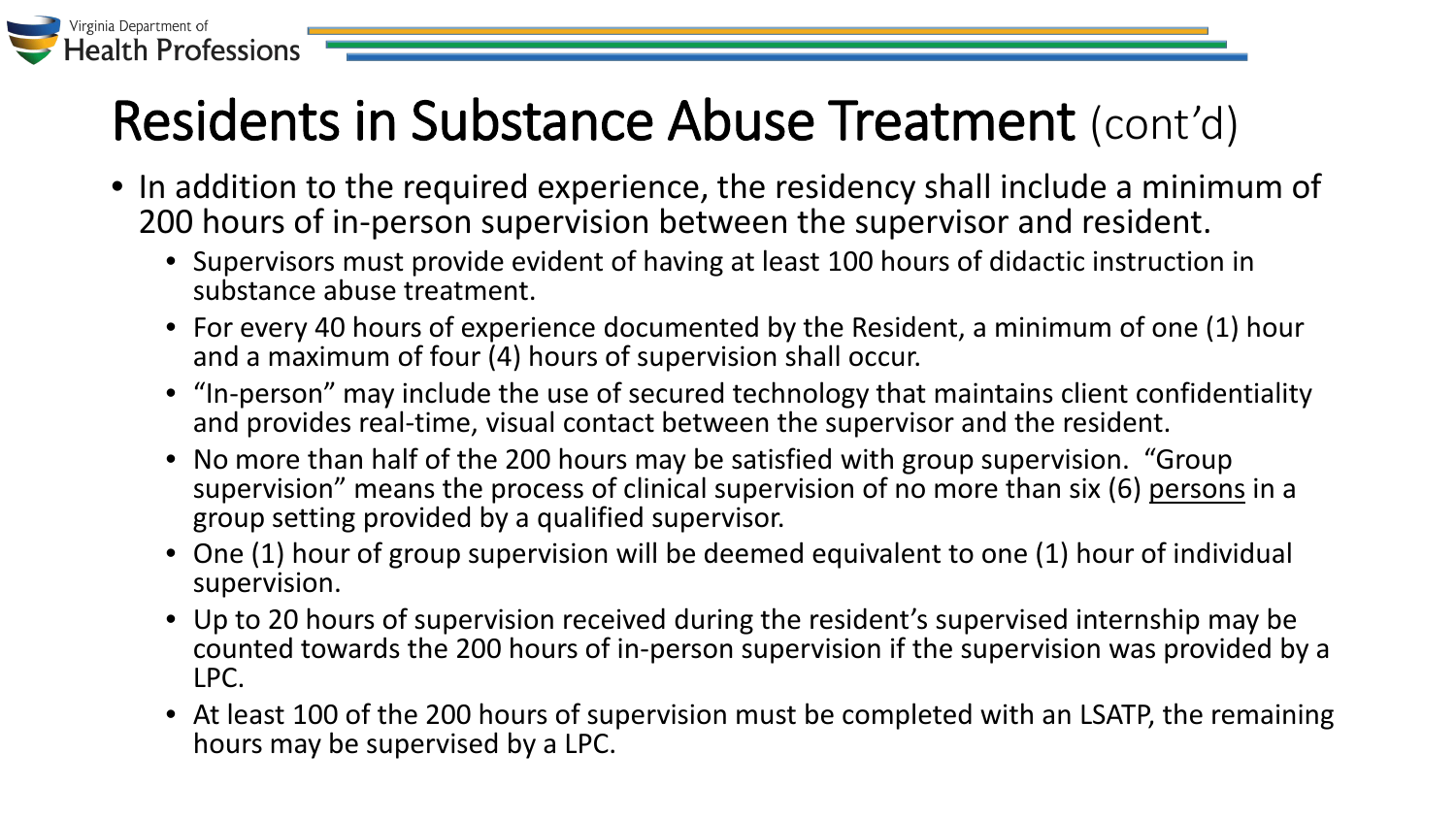# Residents in Substance Abuse Treatment (cont'd)

- In addition to the required experience, the residency shall include a minimum of 200 hours of in-person supervision between the supervisor and resident.
  - Supervisors must provide evident of having at least 100 hours of didactic instruction in substance abuse treatment.
  - For every 40 hours of experience documented by the Resident, a minimum of one (1) hour and a maximum of four (4) hours of supervision shall occur.
  - "In-person" may include the use of secured technology that maintains client confidentiality and provides real-time, visual contact between the supervisor and the resident.
  - No more than half of the 200 hours may be satisfied with group supervision. "Group supervision" means the process of clinical supervision of no more than six (6) persons in a group setting provided by a qualified supervisor.
  - One (1) hour of group supervision will be deemed equivalent to one (1) hour of individual supervision.
  - Up to 20 hours of supervision received during the resident's supervised internship may be counted towards the 200 hours of in-person supervision if the supervision was provided by a LPC.
  - At least 100 of the 200 hours of supervision must be completed with an LSATP, the remaining hours may be supervised by a LPC.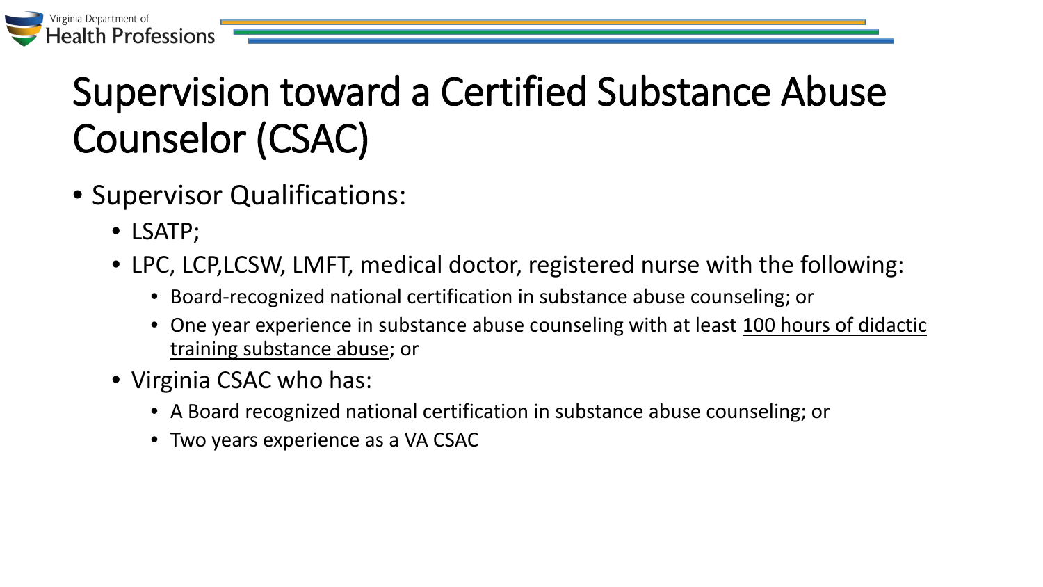# Supervision toward a Certified Substance Abuse Counselor (CSAC)

- Supervisor Qualifications:
  - LSATP;
  - LPC, LCP,LCSW, LMFT, medical doctor, registered nurse with the following:
    - Board-recognized national certification in substance abuse counseling; or
    - One year experience in substance abuse counseling with at least <u>100 hours of didactic training substance abuse</u>; or
  - Virginia CSAC who has:
    - A Board recognized national certification in substance abuse counseling; or
    - Two years experience as a VA CSAC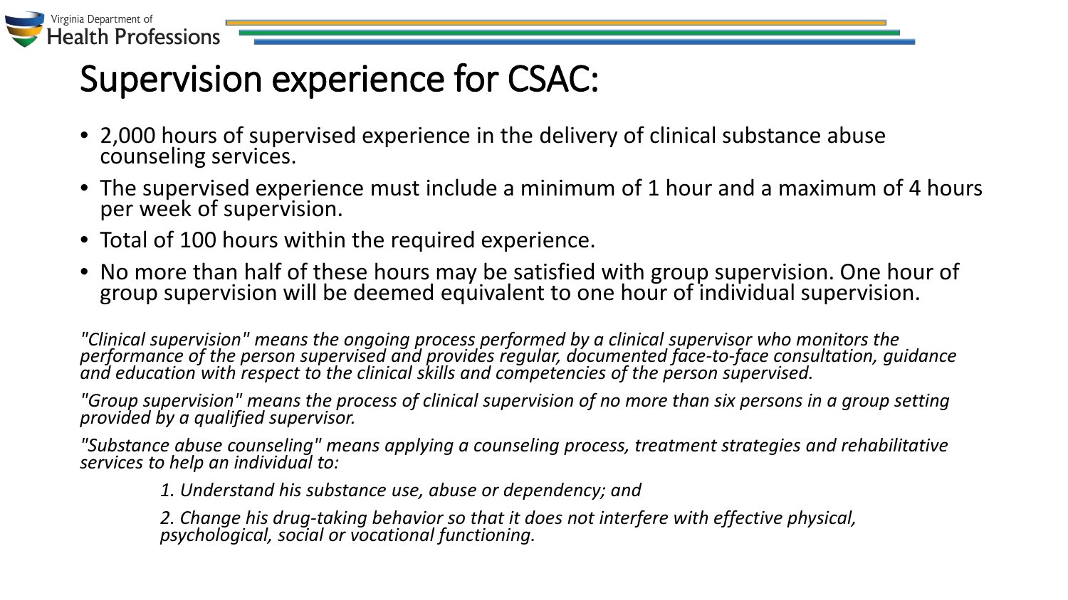# Supervision experience for CSAC:

- 2,000 hours of supervised experience in the delivery of clinical substance abuse counseling services.
- The supervised experience must include a minimum of 1 hour and a maximum of 4 hours per week of supervision.
- Total of 100 hours within the required experience.
- No more than half of these hours may be satisfied with group supervision. One hour of group supervision will be deemed equivalent to one hour of individual supervision.

*"Clinical supervision" means the ongoing process performed by a clinical supervisor who monitors the performance of the person supervised and provides regular, documented face-to-face consultation, guidance and education with respect to the clinical skills and competencies of the person supervised.*

*"Group supervision" means the process of clinical supervision of no more than six persons in a group setting provided by a qualified supervisor.*

*"Substance abuse counseling" means applying a counseling process, treatment strategies and rehabilitative services to help an individual to:*

> *1. Understand his substance use, abuse or dependency; and*
>
> *2. Change his drug-taking behavior so that it does not interfere with effective physical, psychological, social or vocational functioning.*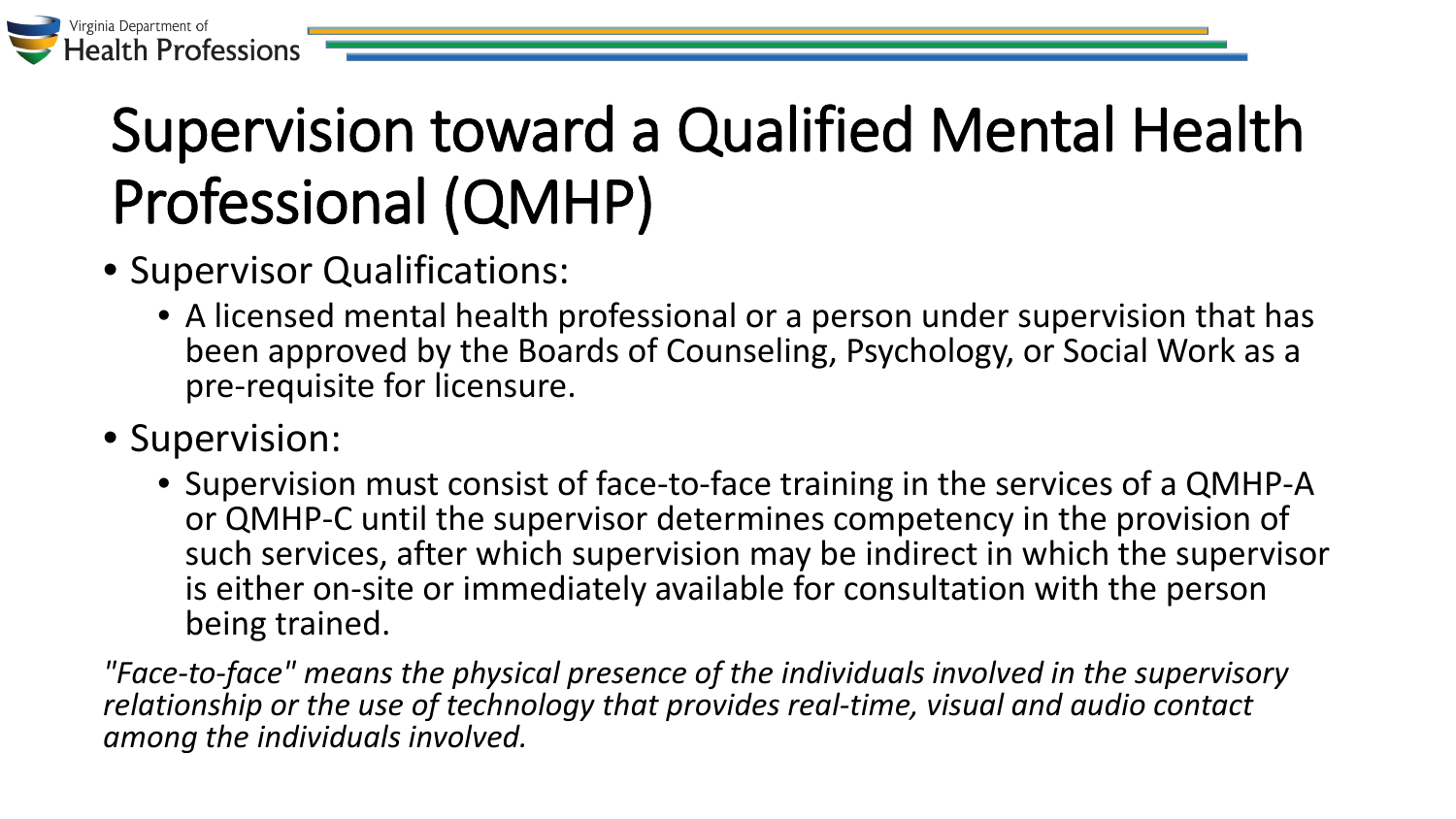# Supervision toward a Qualified Mental Health Professional (QMHP)

- Supervisor Qualifications:
  - A licensed mental health professional or a person under supervision that has been approved by the Boards of Counseling, Psychology, or Social Work as a pre-requisite for licensure.
- Supervision:
  - Supervision must consist of face-to-face training in the services of a QMHP-A or QMHP-C until the supervisor determines competency in the provision of such services, after which supervision may be indirect in which the supervisor is either on-site or immediately available for consultation with the person being trained.

*"Face-to-face" means the physical presence of the individuals involved in the supervisory relationship or the use of technology that provides real-time, visual and audio contact among the individuals involved.*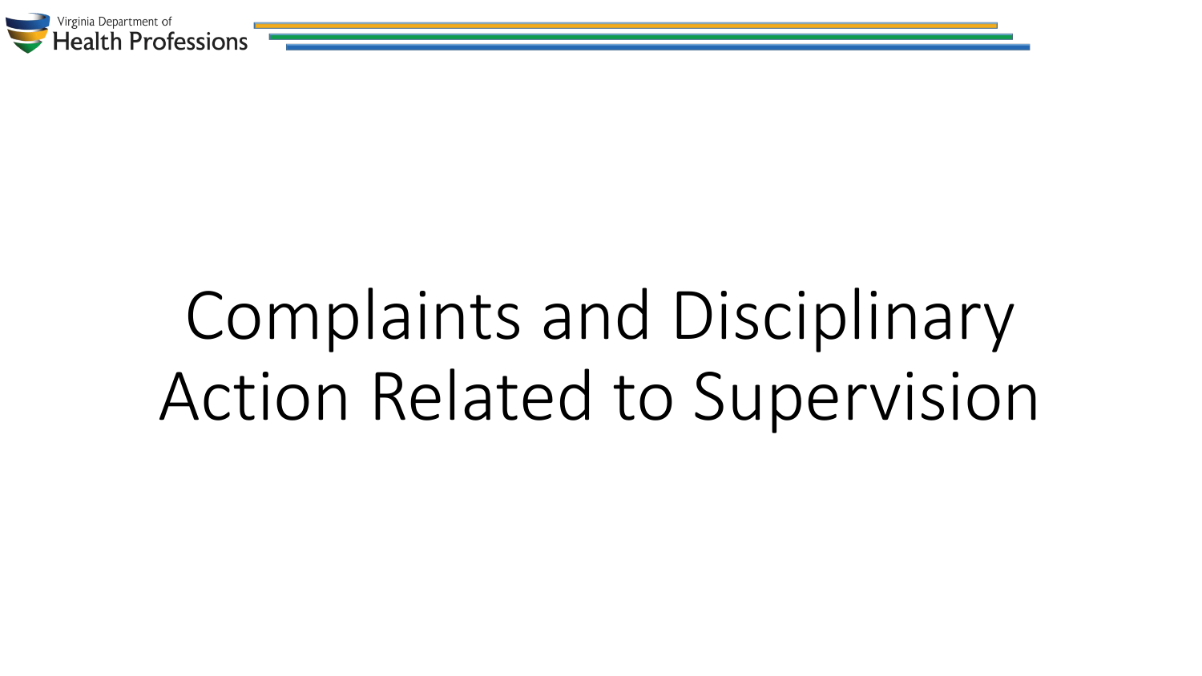# Complaints and Disciplinary Action Related to Supervision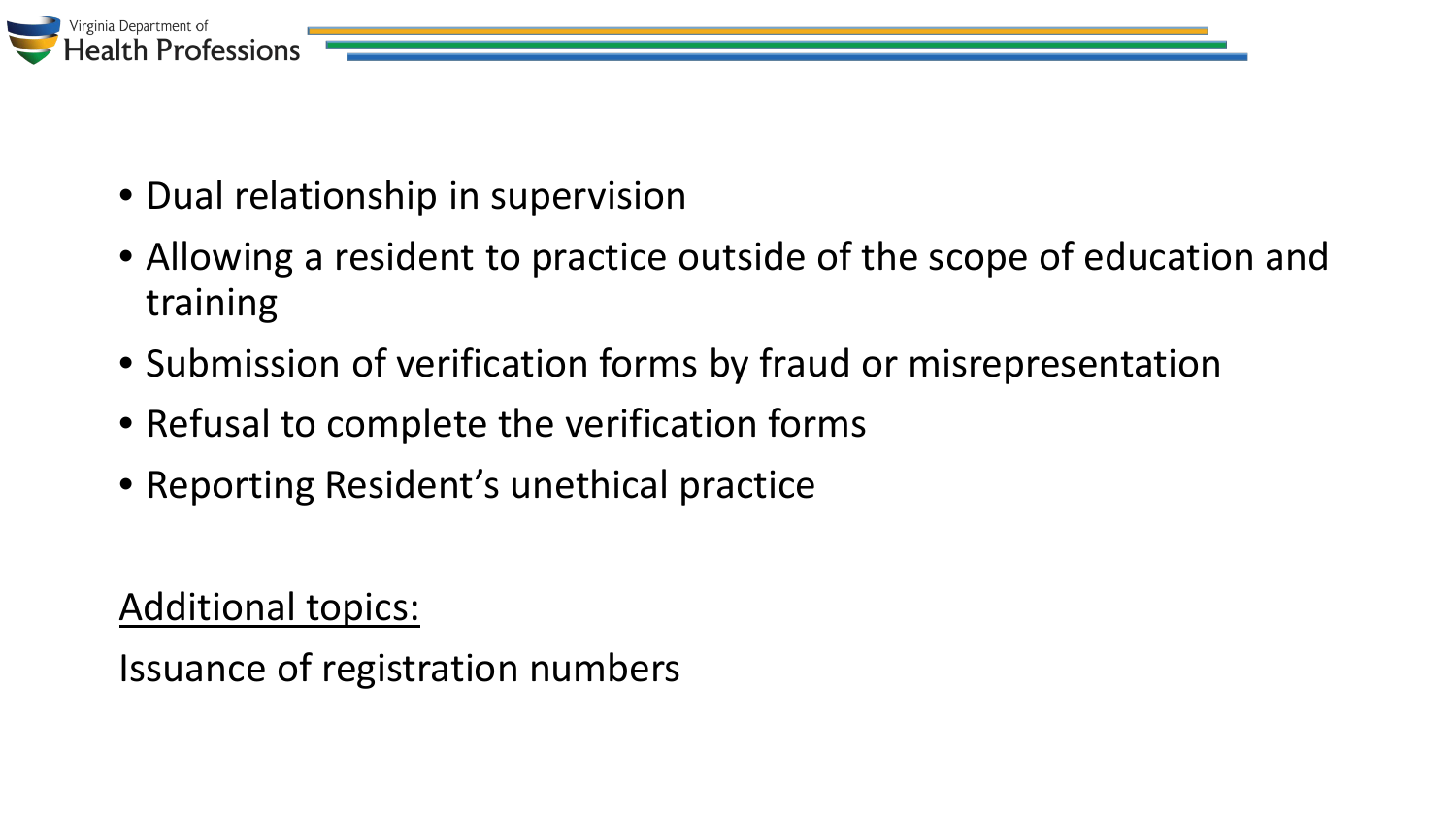- Dual relationship in supervision
- Allowing a resident to practice outside of the scope of education and training
- Submission of verification forms by fraud or misrepresentation
- Refusal to complete the verification forms
- Reporting Resident's unethical practice

<u>Additional topics:</u>

Issuance of registration numbers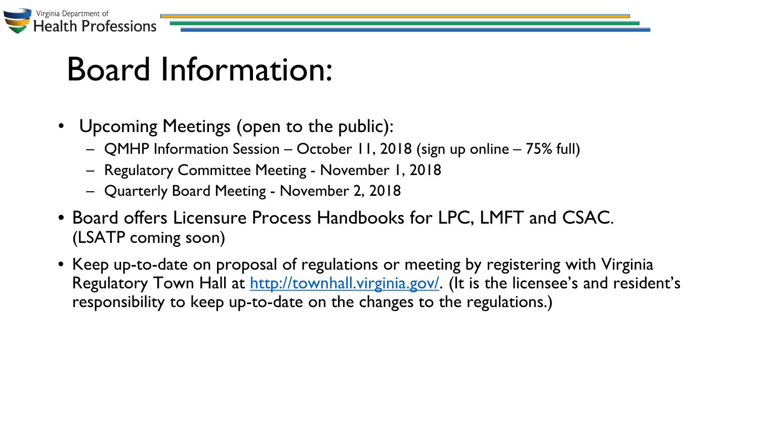# Board Information:

- Upcoming Meetings (open to the public):
  - QMHP Information Session – October 11, 2018 (sign up online – 75% full)
  - Regulatory Committee Meeting - November 1, 2018
  - Quarterly Board Meeting - November 2, 2018
- Board offers Licensure Process Handbooks for LPC, LMFT and CSAC. (LSATP coming soon)
- Keep up-to-date on proposal of regulations or meeting by registering with Virginia Regulatory Town Hall at [http://townhall.virginia.gov/](http://townhall.virginia.gov/). (It is the licensee's and resident's responsibility to keep up-to-date on the changes to the regulations.)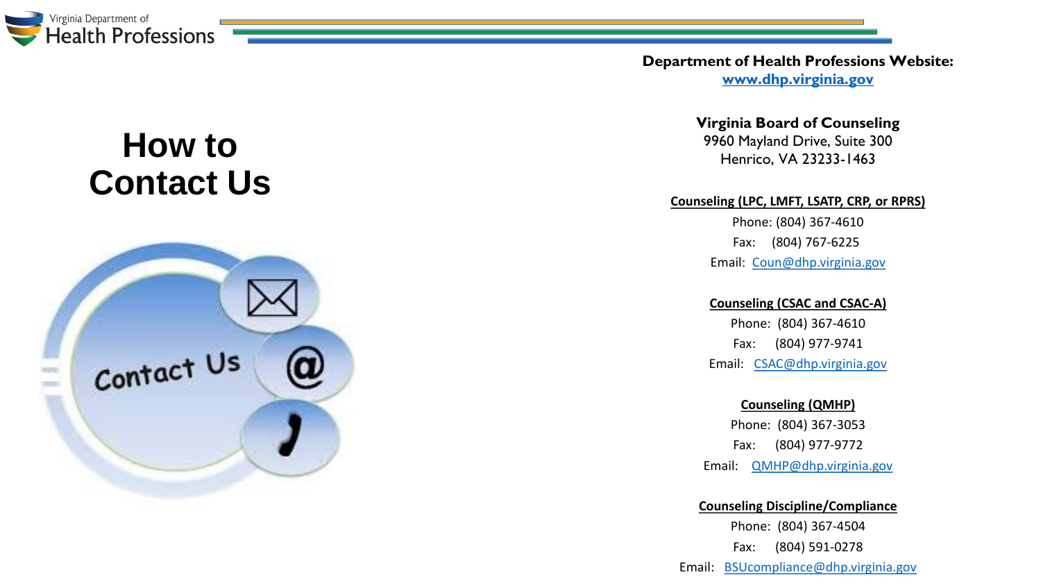# How to Contact Us

**Department of Health Professions Website:**
**www.dhp.virginia.gov**

**Virginia Board of Counseling**
9960 Mayland Drive, Suite 300
Henrico, VA 23233-1463

**Counseling (LPC, LMFT, LSATP, CRP, or RPRS)**
Phone: (804) 367-4610
Fax: (804) 767-6225
Email: Coun@dhp.virginia.gov

**Counseling (CSAC and CSAC-A)**
Phone: (804) 367-4610
Fax: (804) 977-9741
Email: CSAC@dhp.virginia.gov

**Counseling (QMHP)**
Phone: (804) 367-3053
Fax: (804) 977-9772
Email: QMHP@dhp.virginia.gov

**Counseling Discipline/Compliance**
Phone: (804) 367-4504
Fax: (804) 591-0278
Email: BSUcompliance@dhp.virginia.gov